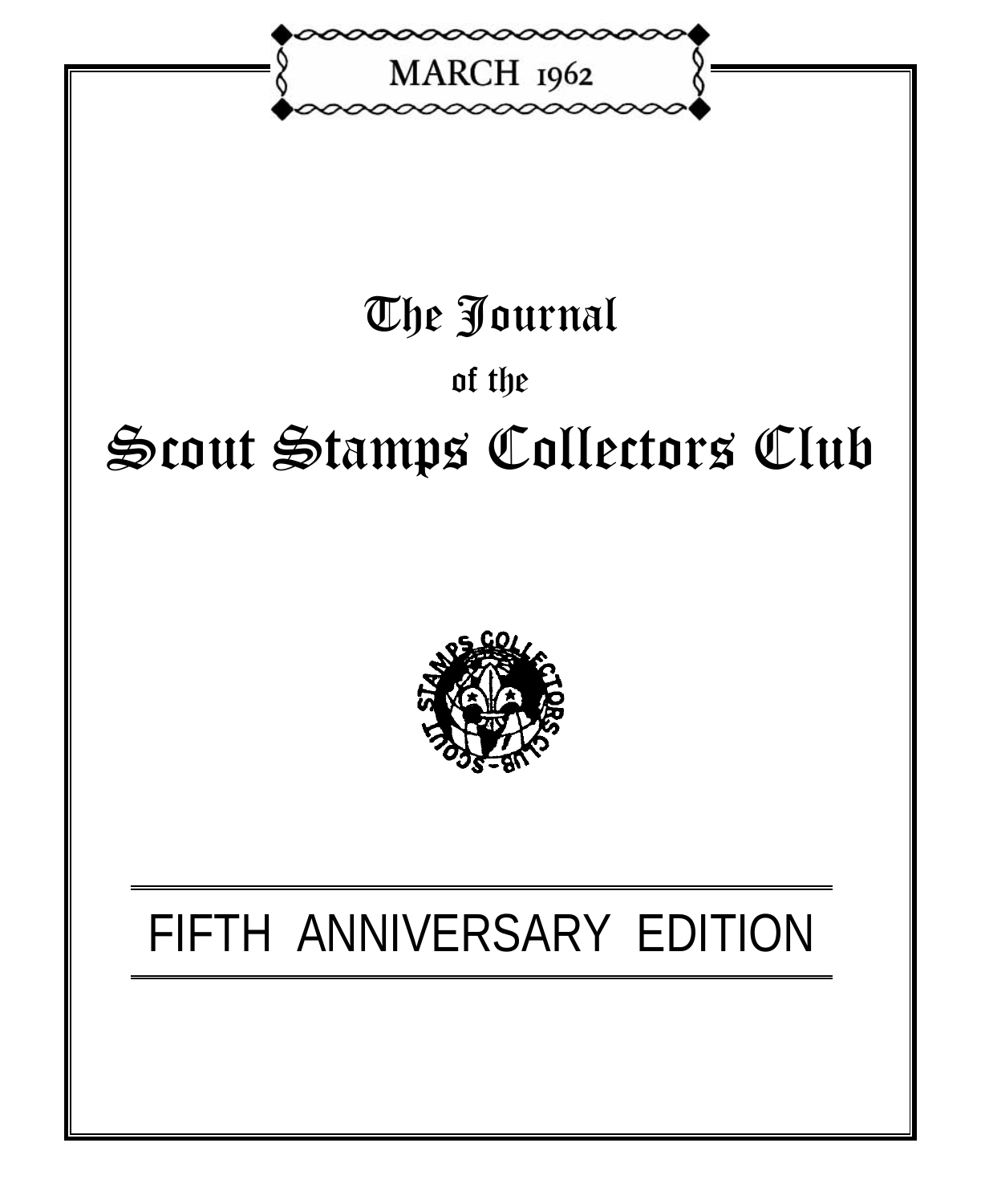MARCH 1962

# The Journal

## of the

# Scout Stamps Collectors Club

FIFTH ANNIVERSARY EDITION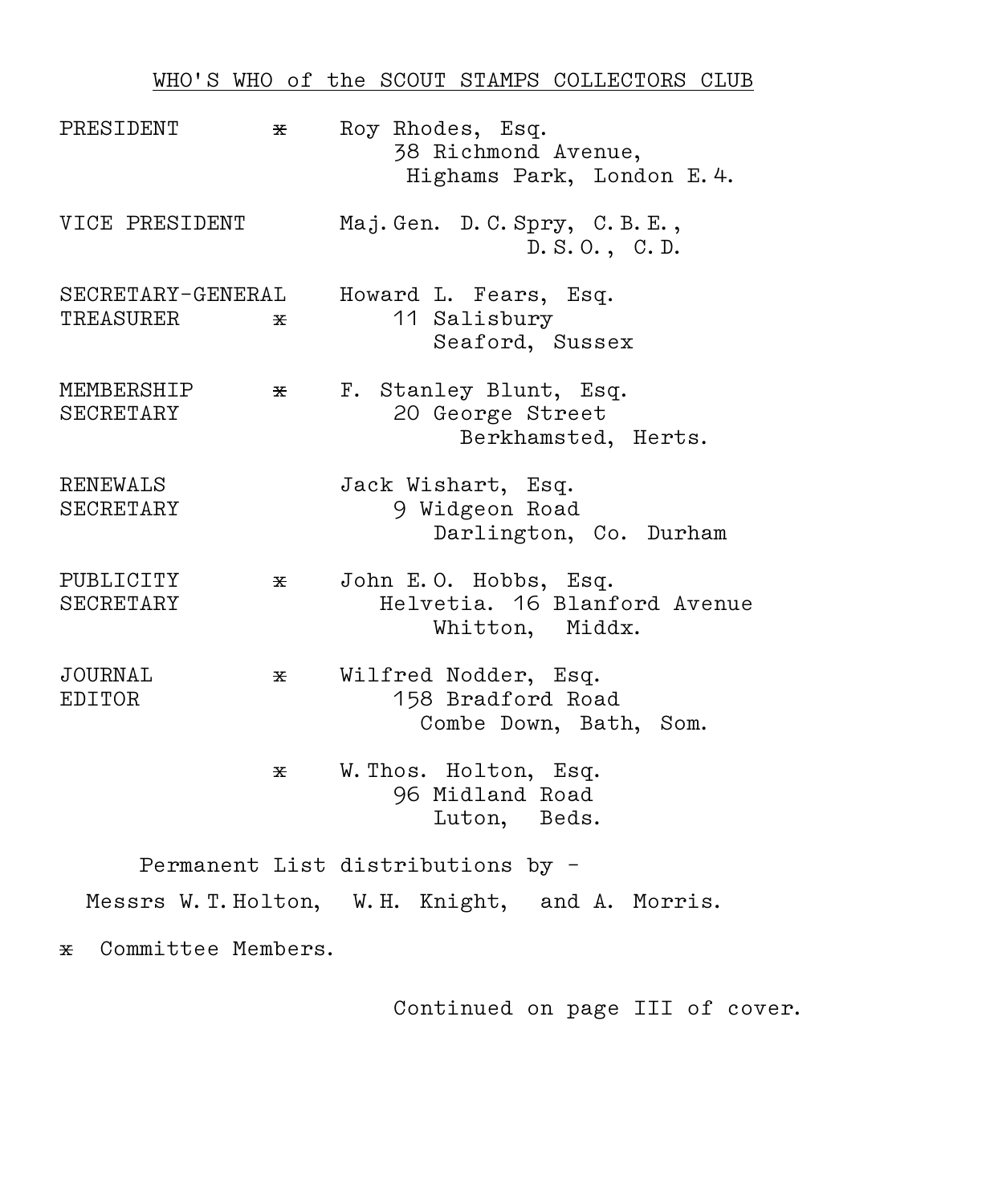## WHO'S WHO of the SCOUT STAMPS COLLECTORS CLUB

| Office | | Name and Address |
|---|---|---|
| PRESIDENT | x | Roy Rhodes, Esq.<br>38 Richmond Avenue,<br>Highams Park, London E.4. |
| VICE PRESIDENT | | Maj.Gen. D.C.Spry, C.B.E.,<br>D.S.O., C.D. |
| SECRETARY-GENERAL<br>TREASURER | x | Howard L. Fears, Esq.<br>11 Salisbury<br>Seaford, Sussex |
| MEMBERSHIP<br>SECRETARY | x | F. Stanley Blunt, Esq.<br>20 George Street<br>Berkhamsted, Herts. |
| RENEWALS<br>SECRETARY | | Jack Wishart, Esq.<br>9 Widgeon Road<br>Darlington, Co. Durham |
| PUBLICITY<br>SECRETARY | x | John E.O. Hobbs, Esq.<br>Helvetia. 16 Blanford Avenue<br>Whitton, Middx. |
| JOURNAL<br>EDITOR | x | Wilfred Nodder, Esq.<br>158 Bradford Road<br>Combe Down, Bath, Som. |
| | x | W.Thos. Holton, Esq.<br>96 Midland Road<br>Luton, Beds. |

Permanent List distributions by -

Messrs W.T.Holton, W.H. Knight, and A. Morris.

x Committee Members.

Continued on page III of cover.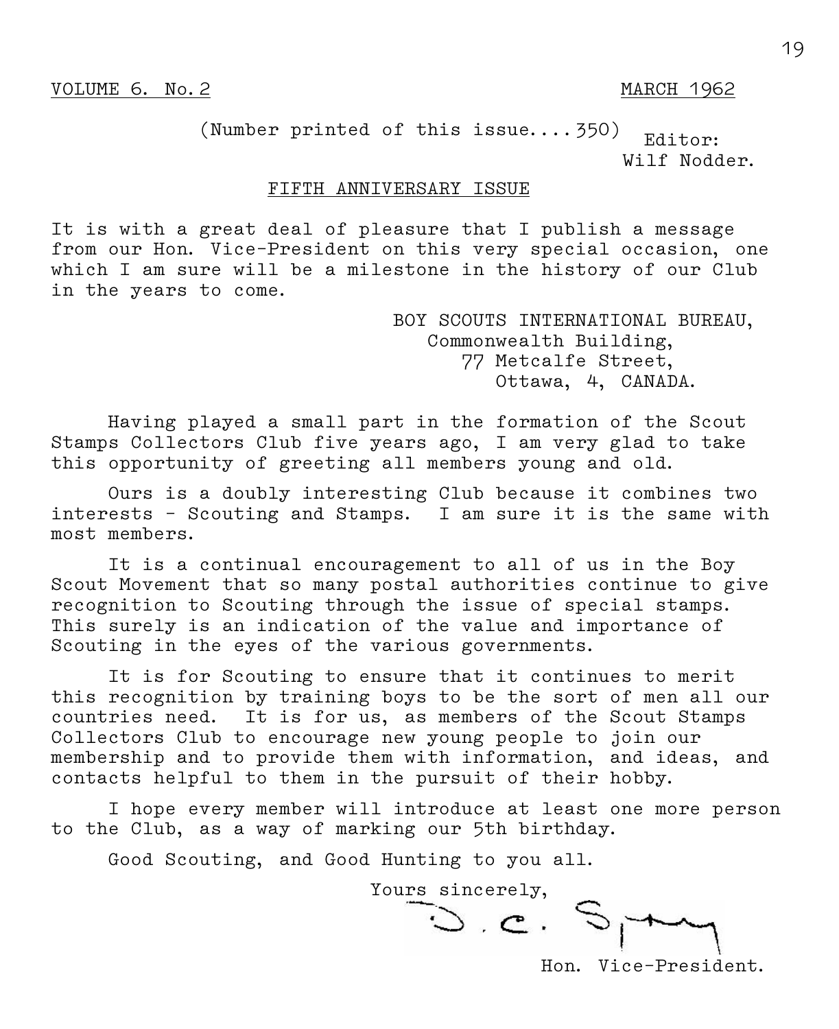VOLUME 6. No. 2 MARCH 1962

(Number printed of this issue....350)

Editor:
Wilf Nodder.

## FIFTH ANNIVERSARY ISSUE

It is with a great deal of pleasure that I publish a message from our Hon. Vice-President on this very special occasion, one which I am sure will be a milestone in the history of our Club in the years to come.

BOY SCOUTS INTERNATIONAL BUREAU,
Commonwealth Building,
77 Metcalfe Street,
Ottawa, 4, CANADA.

Having played a small part in the formation of the Scout Stamps Collectors Club five years ago, I am very glad to take this opportunity of greeting all members young and old.

Ours is a doubly interesting Club because it combines two interests - Scouting and Stamps. I am sure it is the same with most members.

It is a continual encouragement to all of us in the Boy Scout Movement that so many postal authorities continue to give recognition to Scouting through the issue of special stamps. This surely is an indication of the value and importance of Scouting in the eyes of the various governments.

It is for Scouting to ensure that it continues to merit this recognition by training boys to be the sort of men all our countries need. It is for us, as members of the Scout Stamps Collectors Club to encourage new young people to join our membership and to provide them with information, and ideas, and contacts helpful to them in the pursuit of their hobby.

I hope every member will introduce at least one more person to the Club, as a way of marking our 5th birthday.

Good Scouting, and Good Hunting to you all.

Yours sincerely,

D. C. Spry

Hon. Vice-President.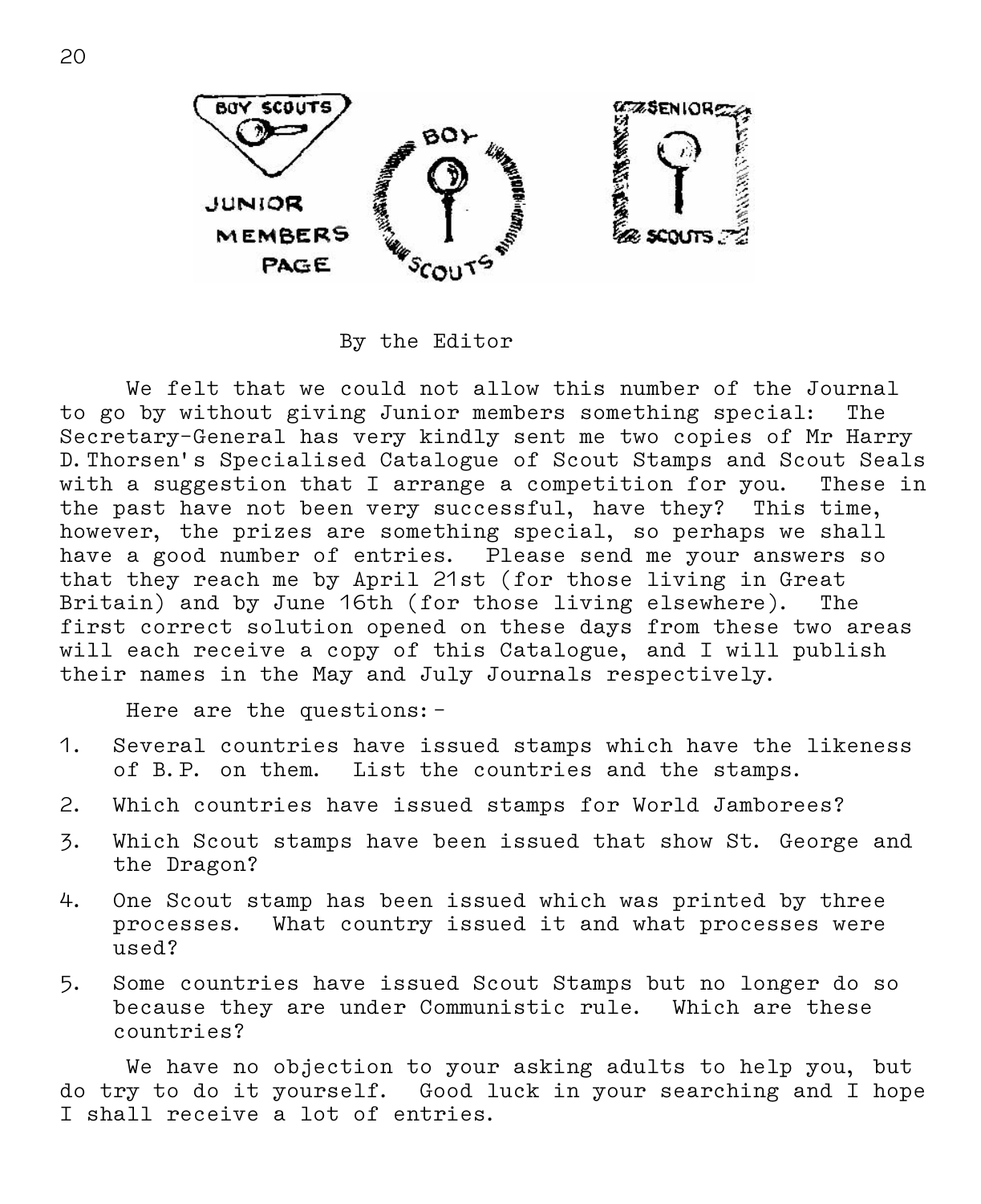# JUNIOR MEMBERS PAGE

By the Editor

We felt that we could not allow this number of the Journal to go by without giving Junior members something special: The Secretary-General has very kindly sent me two copies of Mr Harry D. Thorsen's Specialised Catalogue of Scout Stamps and Scout Seals with a suggestion that I arrange a competition for you. These in the past have not been very successful, have they? This time, however, the prizes are something special, so perhaps we shall have a good number of entries. Please send me your answers so that they reach me by April 21st (for those living in Great Britain) and by June 16th (for those living elsewhere). The first correct solution opened on these days from these two areas will each receive a copy of this Catalogue, and I will publish their names in the May and July Journals respectively.

Here are the questions:-

1. Several countries have issued stamps which have the likeness of B.P. on them. List the countries and the stamps.
2. Which countries have issued stamps for World Jamborees?
3. Which Scout stamps have been issued that show St. George and the Dragon?
4. One Scout stamp has been issued which was printed by three processes. What country issued it and what processes were used?
5. Some countries have issued Scout Stamps but no longer do so because they are under Communistic rule. Which are these countries?

We have no objection to your asking adults to help you, but do try to do it yourself. Good luck in your searching and I hope I shall receive a lot of entries.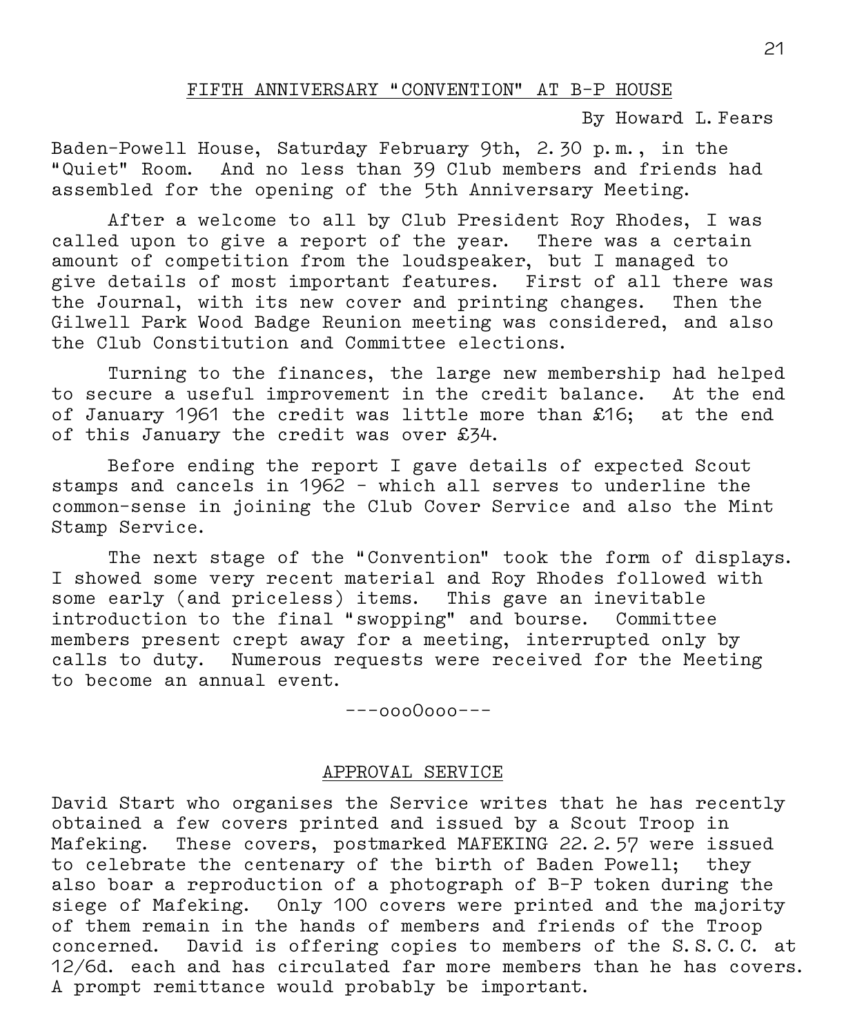## FIFTH ANNIVERSARY "CONVENTION" AT B-P HOUSE

By Howard L. Fears

Baden-Powell House, Saturday February 9th, 2.30 p.m., in the "Quiet" Room. And no less than 39 Club members and friends had assembled for the opening of the 5th Anniversary Meeting.

After a welcome to all by Club President Roy Rhodes, I was called upon to give a report of the year. There was a certain amount of competition from the loudspeaker, but I managed to give details of most important features. First of all there was the Journal, with its new cover and printing changes. Then the Gilwell Park Wood Badge Reunion meeting was considered, and also the Club Constitution and Committee elections.

Turning to the finances, the large new membership had helped to secure a useful improvement in the credit balance. At the end of January 1961 the credit was little more than £16; at the end of this January the credit was over £34.

Before ending the report I gave details of expected Scout stamps and cancels in 1962 - which all serves to underline the common-sense in joining the Club Cover Service and also the Mint Stamp Service.

The next stage of the "Convention" took the form of displays. I showed some very recent material and Roy Rhodes followed with some early (and priceless) items. This gave an inevitable introduction to the final "swopping" and bourse. Committee members present crept away for a meeting, interrupted only by calls to duty. Numerous requests were received for the Meeting to become an annual event.

---oooOooo---

## APPROVAL SERVICE

David Start who organises the Service writes that he has recently obtained a few covers printed and issued by a Scout Troop in Mafeking. These covers, postmarked MAFEKING 22.2.57 were issued to celebrate the centenary of the birth of Baden Powell; they also boar a reproduction of a photograph of B-P token during the siege of Mafeking. Only 100 covers were printed and the majority of them remain in the hands of members and friends of the Troop concerned. David is offering copies to members of the S.S.C.C. at 12/6d. each and has circulated far more members than he has covers. A prompt remittance would probably be important.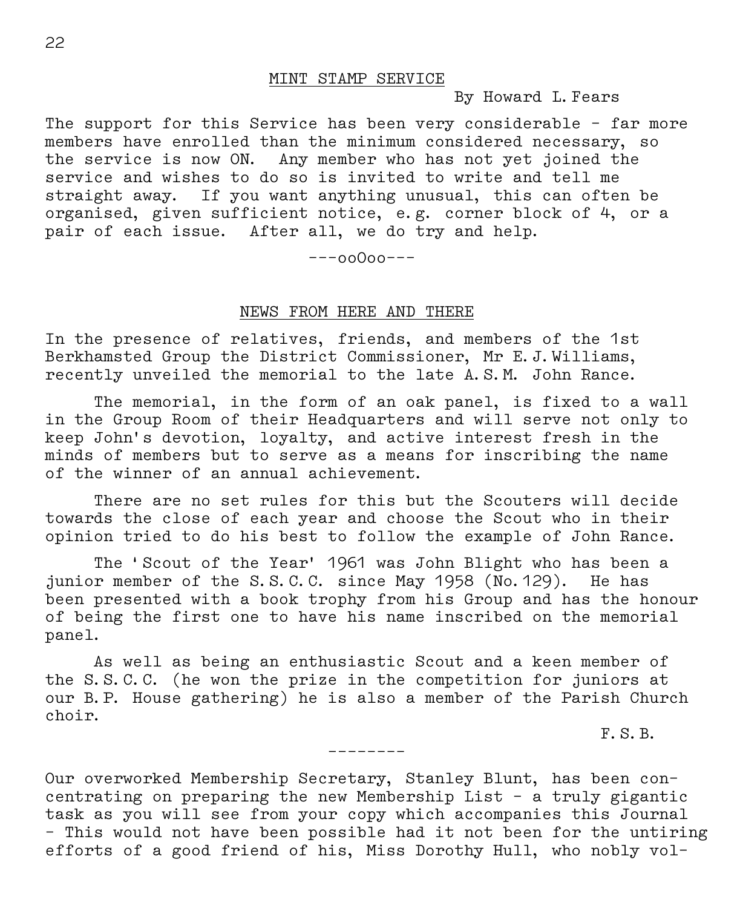## MINT STAMP SERVICE

By Howard L. Fears

The support for this Service has been very considerable - far more members have enrolled than the minimum considered necessary, so the service is now ON. Any member who has not yet joined the service and wishes to do so is invited to write and tell me straight away. If you want anything unusual, this can often be organised, given sufficient notice, e.g. corner block of 4, or a pair of each issue. After all, we do try and help.

---ooOoo---

## NEWS FROM HERE AND THERE

In the presence of relatives, friends, and members of the 1st Berkhamsted Group the District Commissioner, Mr E.J. Williams, recently unveiled the memorial to the late A.S.M. John Rance.

The memorial, in the form of an oak panel, is fixed to a wall in the Group Room of their Headquarters and will serve not only to keep John's devotion, loyalty, and active interest fresh in the minds of members but to serve as a means for inscribing the name of the winner of an annual achievement.

There are no set rules for this but the Scouters will decide towards the close of each year and choose the Scout who in their opinion tried to do his best to follow the example of John Rance.

The 'Scout of the Year' 1961 was John Blight who has been a junior member of the S.S.C.C. since May 1958 (No.129). He has been presented with a book trophy from his Group and has the honour of being the first one to have his name inscribed on the memorial panel.

As well as being an enthusiastic Scout and a keen member of the S.S.C.C. (he won the prize in the competition for juniors at our B.P. House gathering) he is also a member of the Parish Church choir.

F.S.B.

--------

Our overworked Membership Secretary, Stanley Blunt, has been concentrating on preparing the new Membership List - a truly gigantic task as you will see from your copy which accompanies this Journal - This would not have been possible had it not been for the untiring efforts of a good friend of his, Miss Dorothy Hull, who nobly vol-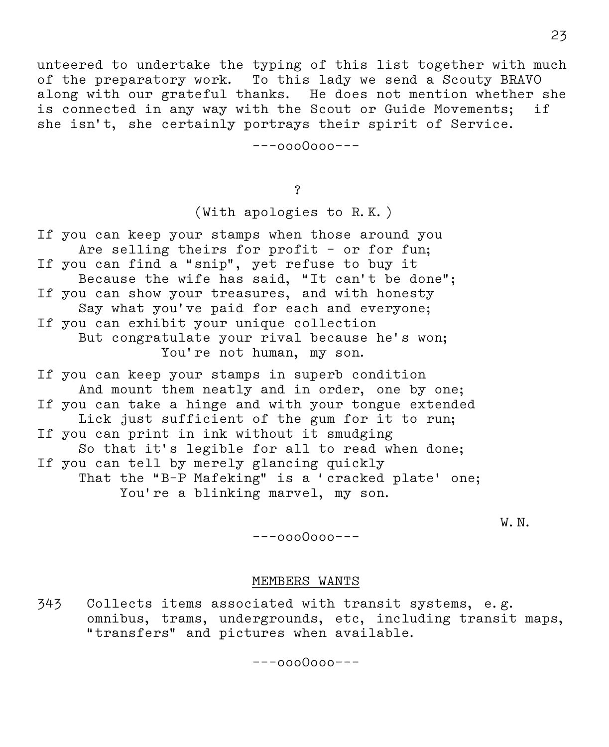unteered to undertake the typing of this list together with much of the preparatory work. To this lady we send a Scouty BRAVO along with our grateful thanks. He does not mention whether she is connected in any way with the Scout or Guide Movements; if she isn't, she certainly portrays their spirit of Service.

---oooOooo---

## ?

(With apologies to R.K.)

If you can keep your stamps when those around you
  Are selling theirs for profit - or for fun;
If you can find a "snip", yet refuse to buy it
  Because the wife has said, "It can't be done";
If you can show your treasures, and with honesty
  Say what you've paid for each and everyone;
If you can exhibit your unique collection
  But congratulate your rival because he's won;
    You're not human, my son.

If you can keep your stamps in superb condition
  And mount them neatly and in order, one by one;
If you can take a hinge and with your tongue extended
  Lick just sufficient of the gum for it to run;
If you can print in ink without it smudging
  So that it's legible for all to read when done;
If you can tell by merely glancing quickly
  That the "B-P Mafeking" is a 'cracked plate' one;
    You're a blinking marvel, my son.

W.N.

---oooOooo---

## MEMBERS WANTS

343 Collects items associated with transit systems, e.g. omnibus, trams, undergrounds, etc, including transit maps, "transfers" and pictures when available.

---oooOooo---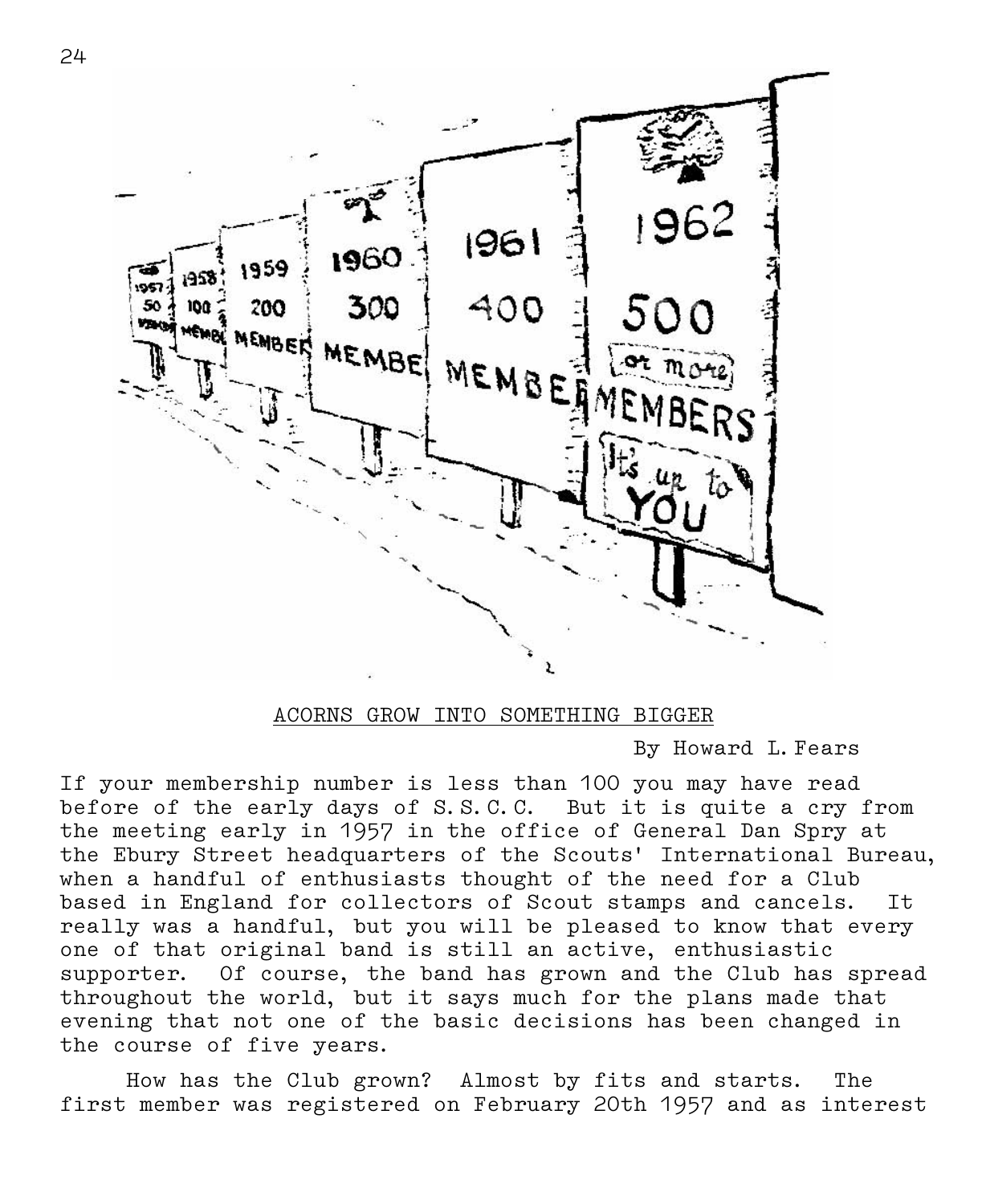## ACORNS GROW INTO SOMETHING BIGGER

By Howard L. Fears

If your membership number is less than 100 you may have read before of the early days of S.S.C.C. But it is quite a cry from the meeting early in 1957 in the office of General Dan Spry at the Ebury Street headquarters of the Scouts' International Bureau, when a handful of enthusiasts thought of the need for a Club based in England for collectors of Scout stamps and cancels. It really was a handful, but you will be pleased to know that every one of that original band is still an active, enthusiastic supporter. Of course, the band has grown and the Club has spread throughout the world, but it says much for the plans made that evening that not one of the basic decisions has been changed in the course of five years.

How has the Club grown? Almost by fits and starts. The first member was registered on February 20th 1957 and as interest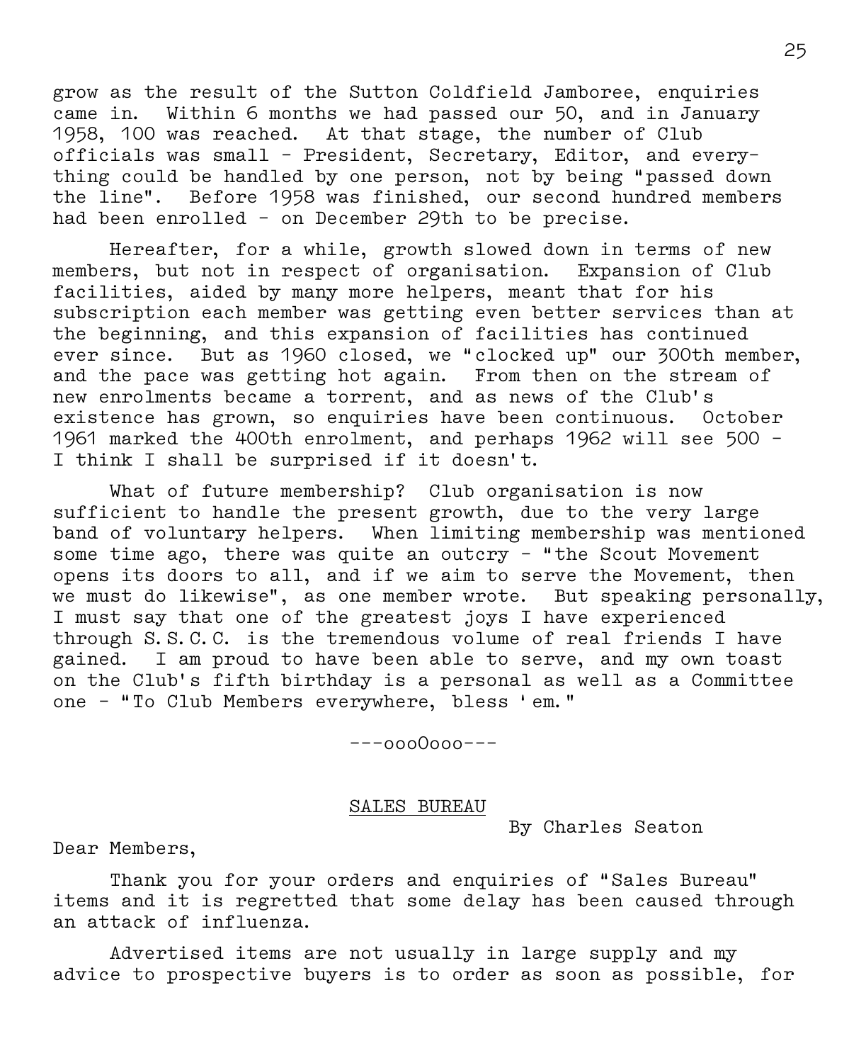grow as the result of the Sutton Coldfield Jamboree, enquiries came in. Within 6 months we had passed our 50, and in January 1958, 100 was reached. At that stage, the number of Club officials was small - President, Secretary, Editor, and everything could be handled by one person, not by being "passed down the line". Before 1958 was finished, our second hundred members had been enrolled - on December 29th to be precise.

Hereafter, for a while, growth slowed down in terms of new members, but not in respect of organisation. Expansion of Club facilities, aided by many more helpers, meant that for his subscription each member was getting even better services than at the beginning, and this expansion of facilities has continued ever since. But as 1960 closed, we "clocked up" our 300th member, and the pace was getting hot again. From then on the stream of new enrolments became a torrent, and as news of the Club's existence has grown, so enquiries have been continuous. October 1961 marked the 400th enrolment, and perhaps 1962 will see 500 - I think I shall be surprised if it doesn't.

What of future membership? Club organisation is now sufficient to handle the present growth, due to the very large band of voluntary helpers. When limiting membership was mentioned some time ago, there was quite an outcry - "the Scout Movement opens its doors to all, and if we aim to serve the Movement, then we must do likewise", as one member wrote. But speaking personally, I must say that one of the greatest joys I have experienced through S.S.C.C. is the tremendous volume of real friends I have gained. I am proud to have been able to serve, and my own toast on the Club's fifth birthday is a personal as well as a Committee one - "To Club Members everywhere, bless 'em."

---oooOooo---

## SALES BUREAU

By Charles Seaton

Dear Members,

Thank you for your orders and enquiries of "Sales Bureau" items and it is regretted that some delay has been caused through an attack of influenza.

Advertised items are not usually in large supply and my advice to prospective buyers is to order as soon as possible, for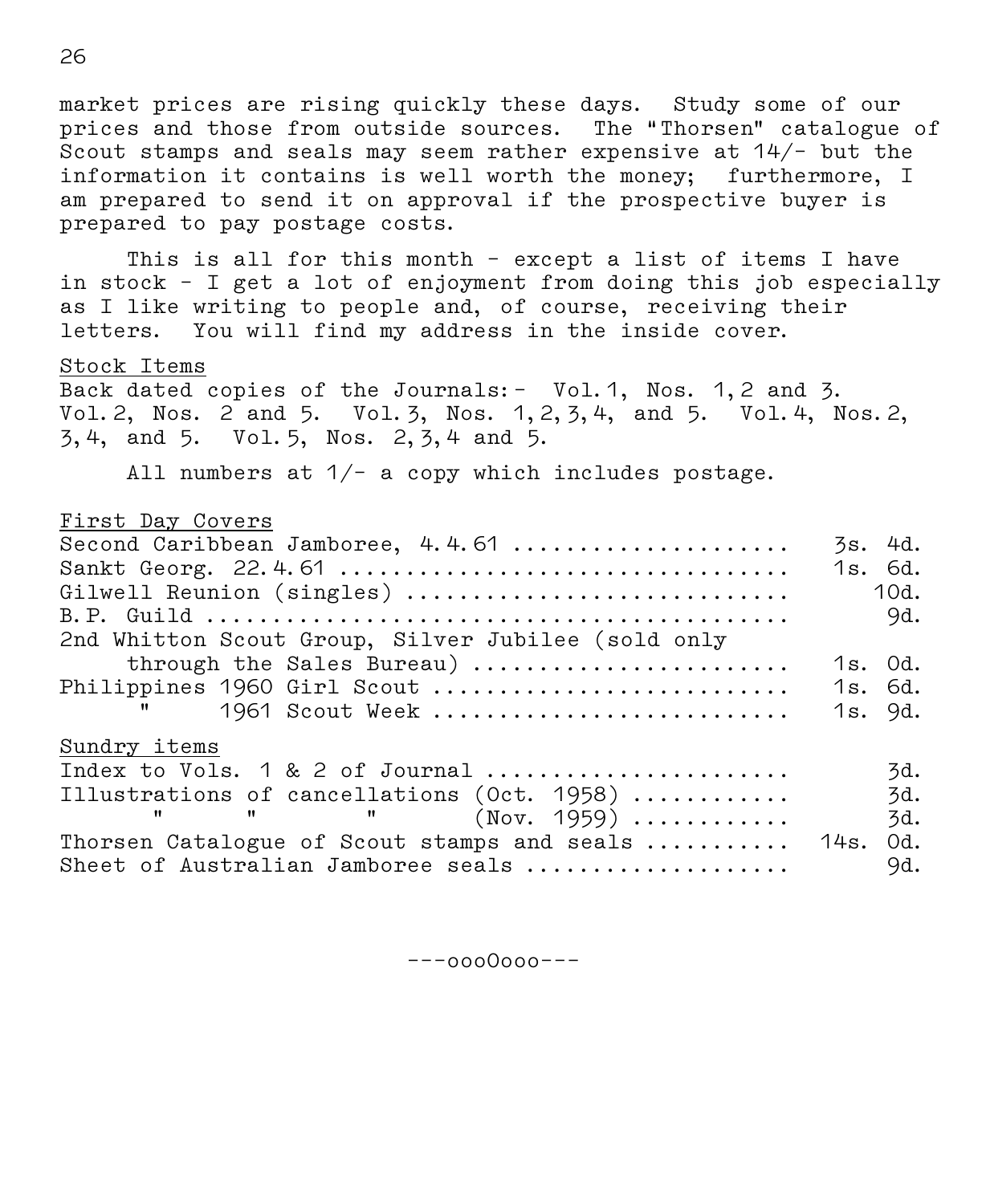market prices are rising quickly these days. Study some of our prices and those from outside sources. The "Thorsen" catalogue of Scout stamps and seals may seem rather expensive at 14/- but the information it contains is well worth the money; furthermore, I am prepared to send it on approval if the prospective buyer is prepared to pay postage costs.

This is all for this month - except a list of items I have in stock - I get a lot of enjoyment from doing this job especially as I like writing to people and, of course, receiving their letters. You will find my address in the inside cover.

<u>Stock Items</u>

Back dated copies of the Journals:- Vol.1, Nos. 1,2 and 3. Vol.2, Nos. 2 and 5. Vol.3, Nos. 1,2,3,4, and 5. Vol.4, Nos.2, 3,4, and 5. Vol.5, Nos. 2,3,4 and 5.

All numbers at 1/- a copy which includes postage.

<u>First Day Covers</u>

| | |
|---|---|
| Second Caribbean Jamboree, 4.4.61 | 3s. 4d. |
| Sankt Georg. 22.4.61 | 1s. 6d. |
| Gilwell Reunion (singles) | 10d. |
| B.P. Guild | 9d. |
| 2nd Whitton Scout Group, Silver Jubilee (sold only through the Sales Bureau) | 1s. 0d. |
| Philippines 1960 Girl Scout | 1s. 6d. |
| " 1961 Scout Week | 1s. 9d. |

<u>Sundry items</u>

| | |
|---|---|
| Index to Vols. 1 & 2 of Journal | 3d. |
| Illustrations of cancellations (Oct. 1958) | 3d. |
| " " " (Nov. 1959) | 3d. |
| Thorsen Catalogue of Scout stamps and seals | 14s. 0d. |
| Sheet of Australian Jamboree seals | 9d. |

---ooo0ooo---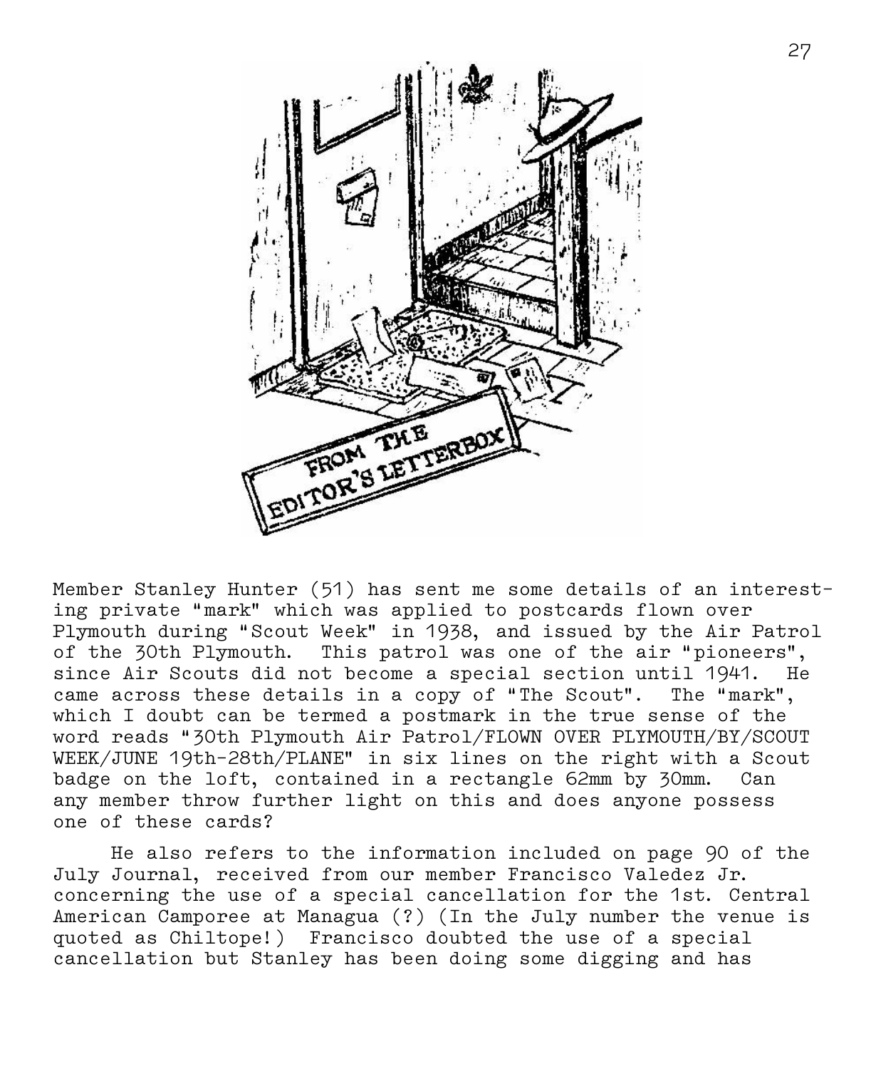FROM THE EDITOR'S LETTERBOX

Member Stanley Hunter (51) has sent me some details of an interesting private "mark" which was applied to postcards flown over Plymouth during "Scout Week" in 1938, and issued by the Air Patrol of the 30th Plymouth. This patrol was one of the air "pioneers", since Air Scouts did not become a special section until 1941. He came across these details in a copy of "The Scout". The "mark", which I doubt can be termed a postmark in the true sense of the word reads "30th Plymouth Air Patrol/FLOWN OVER PLYMOUTH/BY/SCOUT WEEK/JUNE 19th-28th/PLANE" in six lines on the right with a Scout badge on the loft, contained in a rectangle 62mm by 30mm. Can any member throw further light on this and does anyone possess one of these cards?

He also refers to the information included on page 90 of the July Journal, received from our member Francisco Valedez Jr. concerning the use of a special cancellation for the 1st. Central American Camporee at Managua (?) (In the July number the venue is quoted as Chiltope!) Francisco doubted the use of a special cancellation but Stanley has been doing some digging and has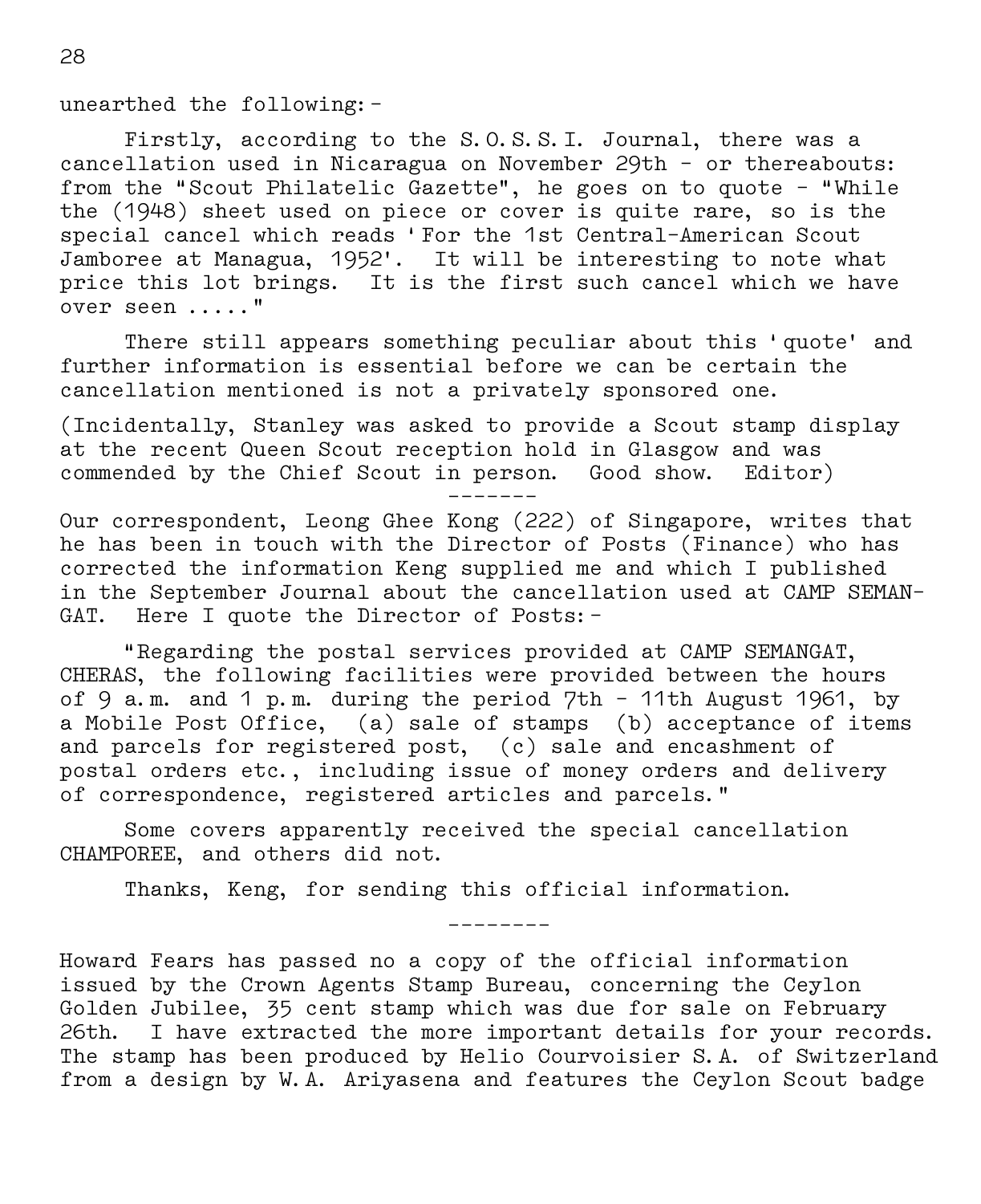unearthed the following:-

Firstly, according to the S.O.S.S.I. Journal, there was a cancellation used in Nicaragua on November 29th - or thereabouts: from the "Scout Philatelic Gazette", he goes on to quote - "While the (1948) sheet used on piece or cover is quite rare, so is the special cancel which reads 'For the 1st Central-American Scout Jamboree at Managua, 1952'. It will be interesting to note what price this lot brings. It is the first such cancel which we have over seen ....."

There still appears something peculiar about this 'quote' and further information is essential before we can be certain the cancellation mentioned is not a privately sponsored one.

(Incidentally, Stanley was asked to provide a Scout stamp display at the recent Queen Scout reception hold in Glasgow and was commended by the Chief Scout in person. Good show. Editor)

-------

Our correspondent, Leong Ghee Kong (222) of Singapore, writes that he has been in touch with the Director of Posts (Finance) who has corrected the information Keng supplied me and which I published in the September Journal about the cancellation used at CAMP SEMANGAT. Here I quote the Director of Posts:-

"Regarding the postal services provided at CAMP SEMANGAT, CHERAS, the following facilities were provided between the hours of 9 a.m. and 1 p.m. during the period 7th - 11th August 1961, by a Mobile Post Office, (a) sale of stamps (b) acceptance of items and parcels for registered post, (c) sale and encashment of postal orders etc., including issue of money orders and delivery of correspondence, registered articles and parcels."

Some covers apparently received the special cancellation CHAMPOREE, and others did not.

Thanks, Keng, for sending this official information.

--------

Howard Fears has passed no a copy of the official information issued by the Crown Agents Stamp Bureau, concerning the Ceylon Golden Jubilee, 35 cent stamp which was due for sale on February 26th. I have extracted the more important details for your records. The stamp has been produced by Helio Courvoisier S.A. of Switzerland from a design by W.A. Ariyasena and features the Ceylon Scout badge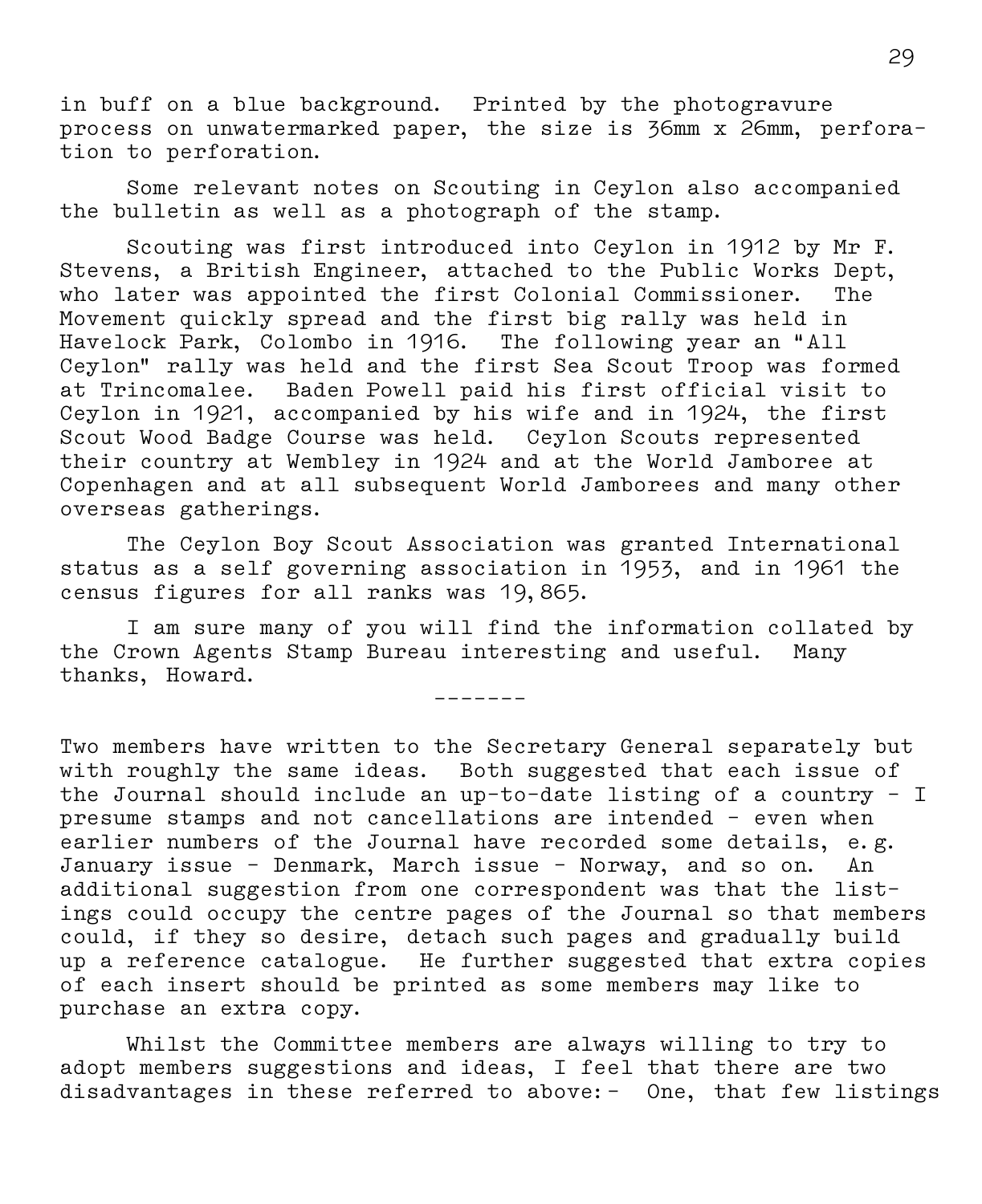in buff on a blue background. Printed by the photogravure process on unwatermarked paper, the size is 36mm x 26mm, perforation to perforation.

Some relevant notes on Scouting in Ceylon also accompanied the bulletin as well as a photograph of the stamp.

Scouting was first introduced into Ceylon in 1912 by Mr F. Stevens, a British Engineer, attached to the Public Works Dept, who later was appointed the first Colonial Commissioner. The Movement quickly spread and the first big rally was held in Havelock Park, Colombo in 1916. The following year an "All Ceylon" rally was held and the first Sea Scout Troop was formed at Trincomalee. Baden Powell paid his first official visit to Ceylon in 1921, accompanied by his wife and in 1924, the first Scout Wood Badge Course was held. Ceylon Scouts represented their country at Wembley in 1924 and at the World Jamboree at Copenhagen and at all subsequent World Jamborees and many other overseas gatherings.

The Ceylon Boy Scout Association was granted International status as a self governing association in 1953, and in 1961 the census figures for all ranks was 19,865.

I am sure many of you will find the information collated by the Crown Agents Stamp Bureau interesting and useful. Many thanks, Howard.

-------

Two members have written to the Secretary General separately but with roughly the same ideas. Both suggested that each issue of the Journal should include an up-to-date listing of a country - I presume stamps and not cancellations are intended - even when earlier numbers of the Journal have recorded some details, e.g. January issue - Denmark, March issue - Norway, and so on. An additional suggestion from one correspondent was that the listings could occupy the centre pages of the Journal so that members could, if they so desire, detach such pages and gradually build up a reference catalogue. He further suggested that extra copies of each insert should be printed as some members may like to purchase an extra copy.

Whilst the Committee members are always willing to try to adopt members suggestions and ideas, I feel that there are two disadvantages in these referred to above:- One, that few listings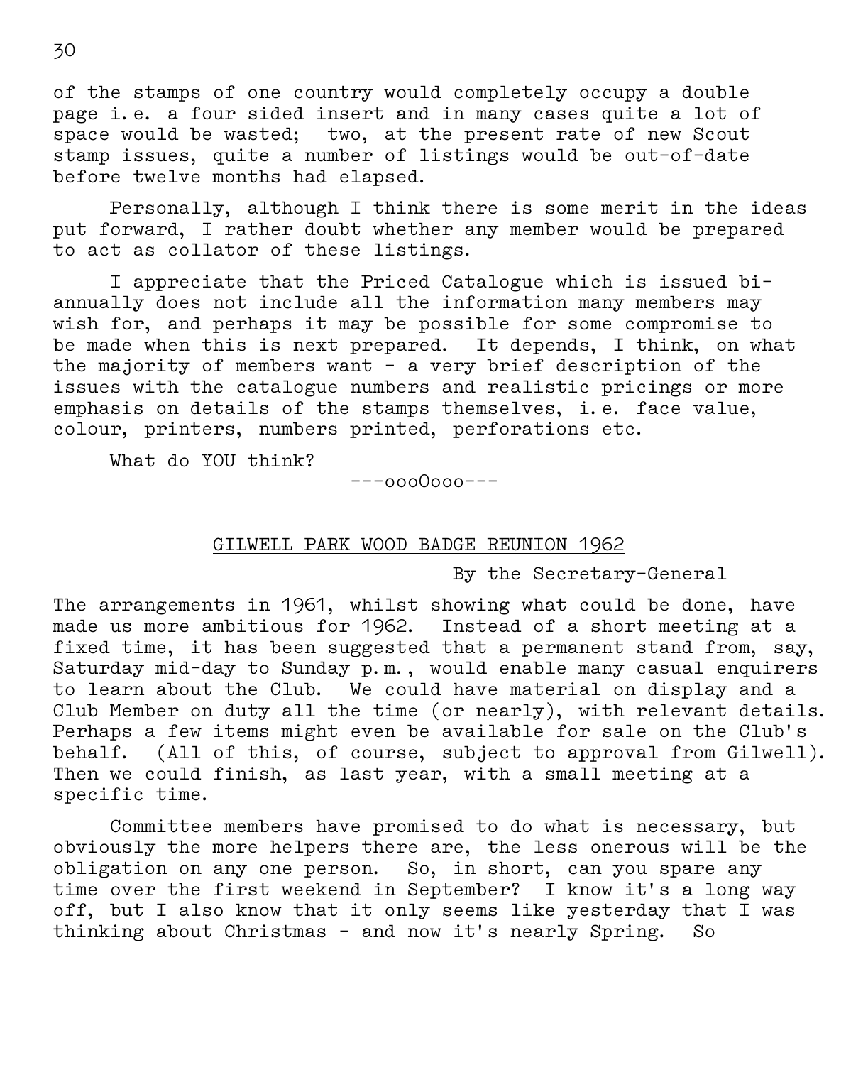of the stamps of one country would completely occupy a double page i.e. a four sided insert and in many cases quite a lot of space would be wasted; two, at the present rate of new Scout stamp issues, quite a number of listings would be out-of-date before twelve months had elapsed.

Personally, although I think there is some merit in the ideas put forward, I rather doubt whether any member would be prepared to act as collator of these listings.

I appreciate that the Priced Catalogue which is issued bi-annually does not include all the information many members may wish for, and perhaps it may be possible for some compromise to be made when this is next prepared. It depends, I think, on what the majority of members want - a very brief description of the issues with the catalogue numbers and realistic pricings or more emphasis on details of the stamps themselves, i.e. face value, colour, printers, numbers printed, perforations etc.

What do YOU think?

---oooOooo---

## GILWELL PARK WOOD BADGE REUNION 1962

By the Secretary-General

The arrangements in 1961, whilst showing what could be done, have made us more ambitious for 1962. Instead of a short meeting at a fixed time, it has been suggested that a permanent stand from, say, Saturday mid-day to Sunday p.m., would enable many casual enquirers to learn about the Club. We could have material on display and a Club Member on duty all the time (or nearly), with relevant details. Perhaps a few items might even be available for sale on the Club's behalf. (All of this, of course, subject to approval from Gilwell). Then we could finish, as last year, with a small meeting at a specific time.

Committee members have promised to do what is necessary, but obviously the more helpers there are, the less onerous will be the obligation on any one person. So, in short, can you spare any time over the first weekend in September? I know it's a long way off, but I also know that it only seems like yesterday that I was thinking about Christmas - and now it's nearly Spring. So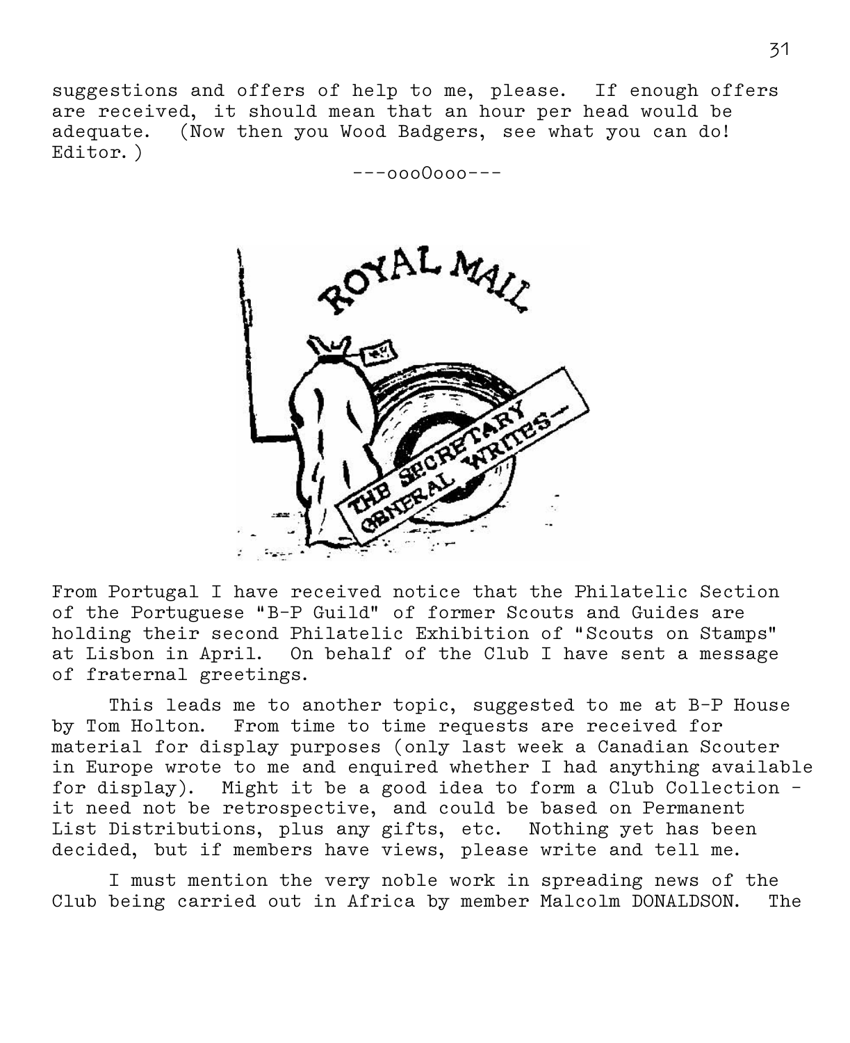suggestions and offers of help to me, please. If enough offers are received, it should mean that an hour per head would be adequate. (Now then you Wood Badgers, see what you can do! Editor.)

---oooOooo---

ROYAL MAIL

THE SECRETARY GENERAL WRITES—

From Portugal I have received notice that the Philatelic Section of the Portuguese "B-P Guild" of former Scouts and Guides are holding their second Philatelic Exhibition of "Scouts on Stamps" at Lisbon in April. On behalf of the Club I have sent a message of fraternal greetings.

This leads me to another topic, suggested to me at B-P House by Tom Holton. From time to time requests are received for material for display purposes (only last week a Canadian Scouter in Europe wrote to me and enquired whether I had anything available for display). Might it be a good idea to form a Club Collection - it need not be retrospective, and could be based on Permanent List Distributions, plus any gifts, etc. Nothing yet has been decided, but if members have views, please write and tell me.

I must mention the very noble work in spreading news of the Club being carried out in Africa by member Malcolm DONALDSON. The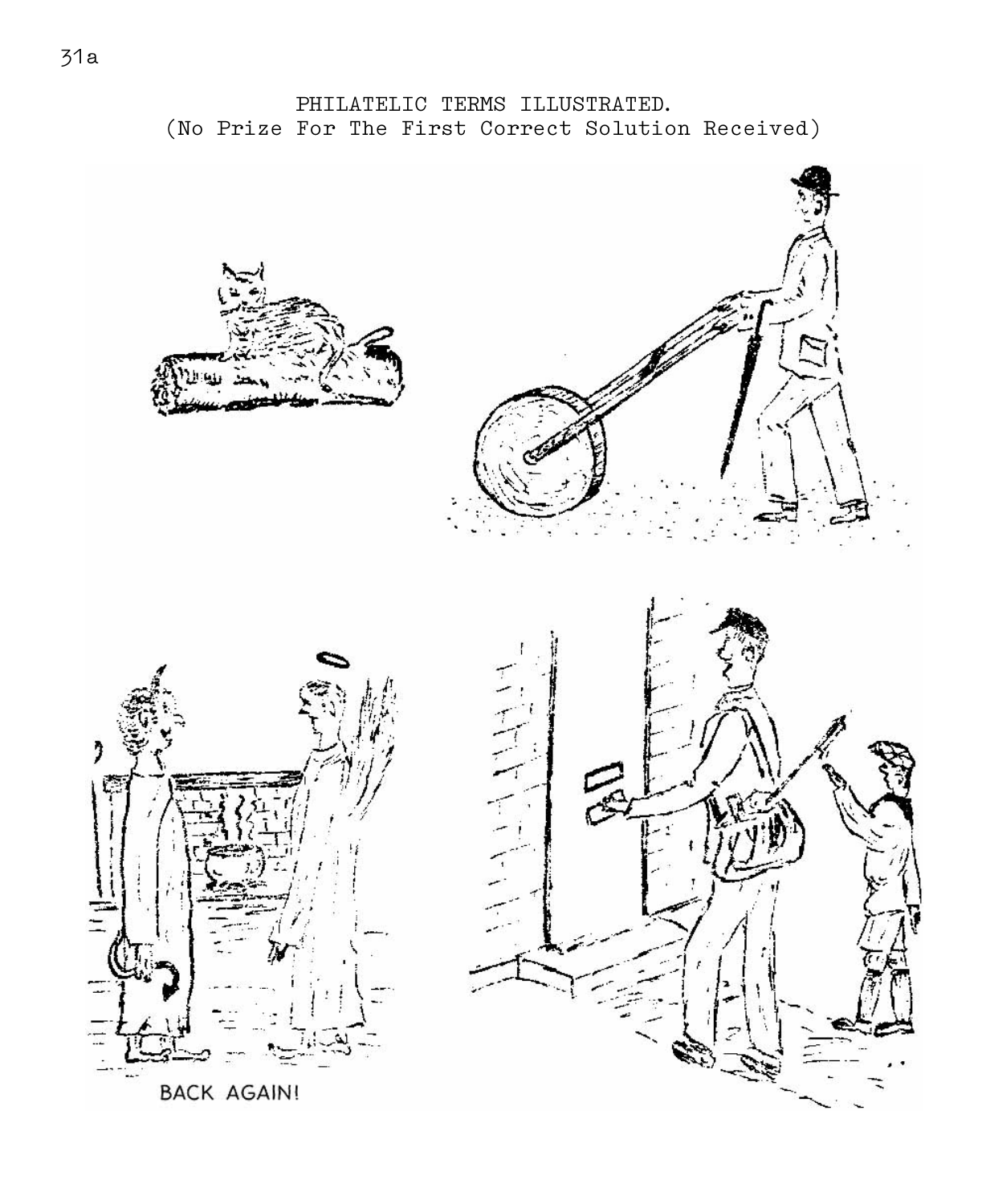PHILATELIC TERMS ILLUSTRATED.
(No Prize For The First Correct Solution Received)

BACK AGAIN!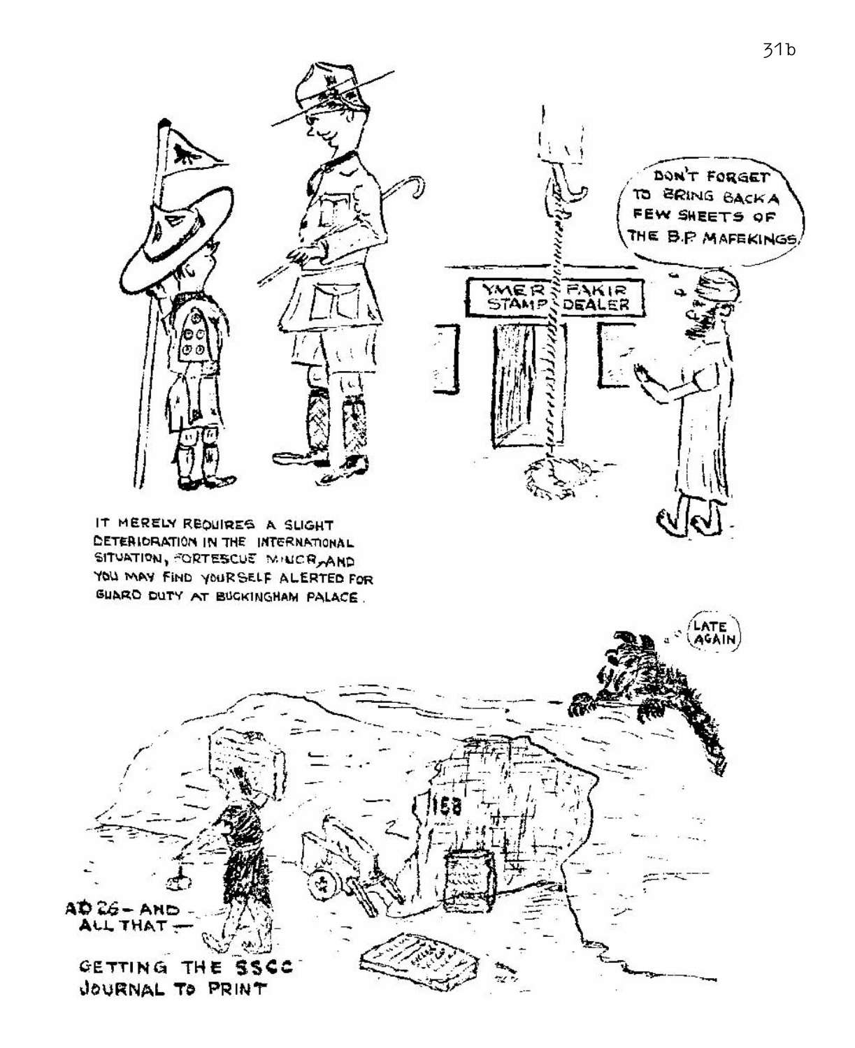DON'T FORGET TO BRING BACK A FEW SHEETS OF THE B.P. MAFEKINGS.

YMER FAKIR STAMP DEALER

IT MERELY REQUIRES A SLIGHT DETERIORATION IN THE INTERNATIONAL SITUATION, FORTESCUE MINOR, AND YOU MAY FIND YOURSELF ALERTED FOR GUARD DUTY AT BUCKINGHAM PALACE.

LATE AGAIN

158

AD 26 – AND ALL THAT —

GETTING THE SSCC JOURNAL TO PRINT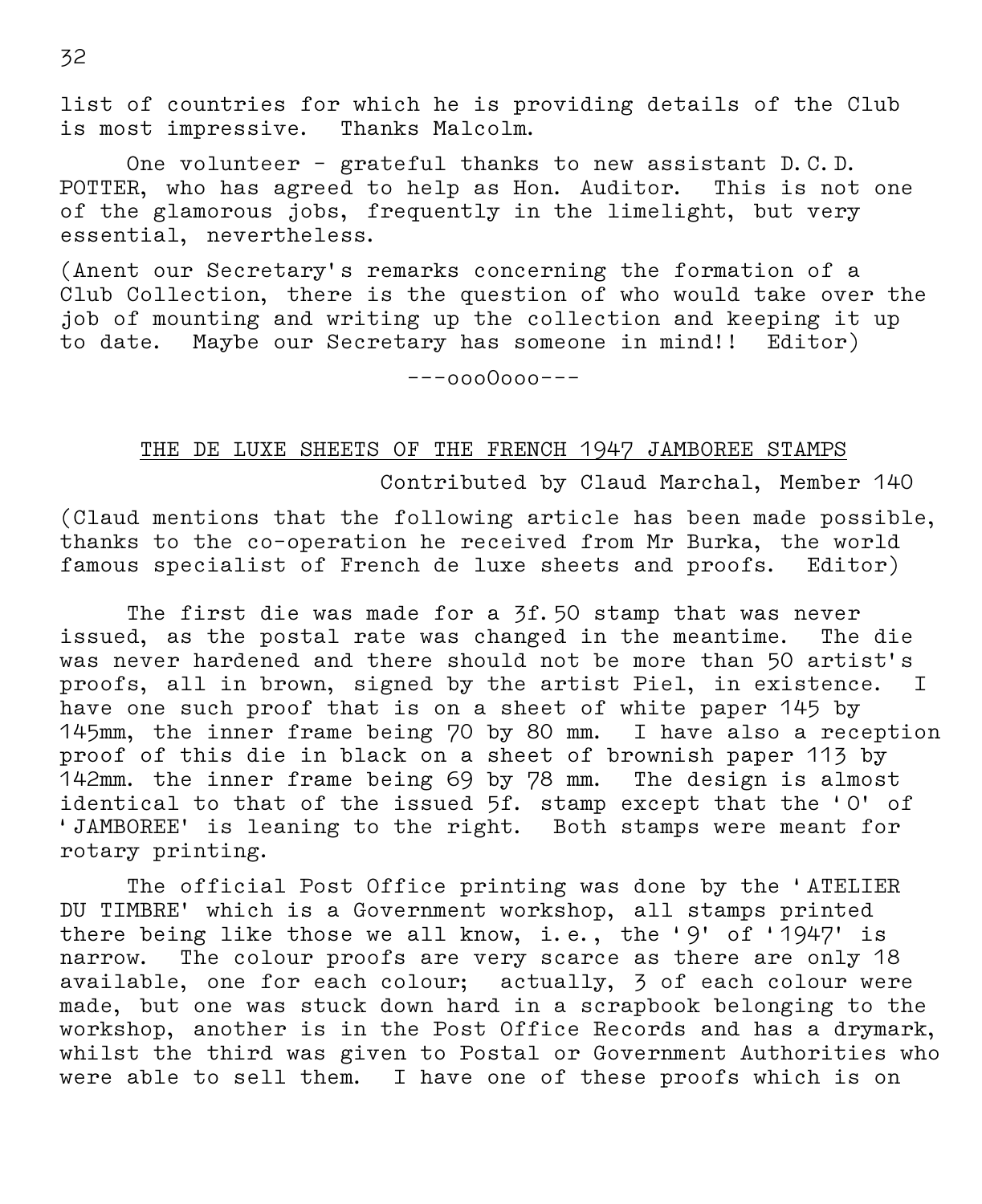list of countries for which he is providing details of the Club is most impressive. Thanks Malcolm.

One volunteer - grateful thanks to new assistant D.C.D. POTTER, who has agreed to help as Hon. Auditor. This is not one of the glamorous jobs, frequently in the limelight, but very essential, nevertheless.

(Anent our Secretary's remarks concerning the formation of a Club Collection, there is the question of who would take over the job of mounting and writing up the collection and keeping it up to date. Maybe our Secretary has someone in mind!! Editor)

---oooOooo---

## THE DE LUXE SHEETS OF THE FRENCH 1947 JAMBOREE STAMPS

Contributed by Claud Marchal, Member 140

(Claud mentions that the following article has been made possible, thanks to the co-operation he received from Mr Burka, the world famous specialist of French de luxe sheets and proofs. Editor)

The first die was made for a 3f.50 stamp that was never issued, as the postal rate was changed in the meantime. The die was never hardened and there should not be more than 50 artist's proofs, all in brown, signed by the artist Piel, in existence. I have one such proof that is on a sheet of white paper 145 by 145mm, the inner frame being 70 by 80 mm. I have also a reception proof of this die in black on a sheet of brownish paper 113 by 142mm. the inner frame being 69 by 78 mm. The design is almost identical to that of the issued 5f. stamp except that the 'O' of 'JAMBOREE' is leaning to the right. Both stamps were meant for rotary printing.

The official Post Office printing was done by the 'ATELIER DU TIMBRE' which is a Government workshop, all stamps printed there being like those we all know, i.e., the '9' of '1947' is narrow. The colour proofs are very scarce as there are only 18 available, one for each colour; actually, 3 of each colour were made, but one was stuck down hard in a scrapbook belonging to the workshop, another is in the Post Office Records and has a drymark, whilst the third was given to Postal or Government Authorities who were able to sell them. I have one of these proofs which is on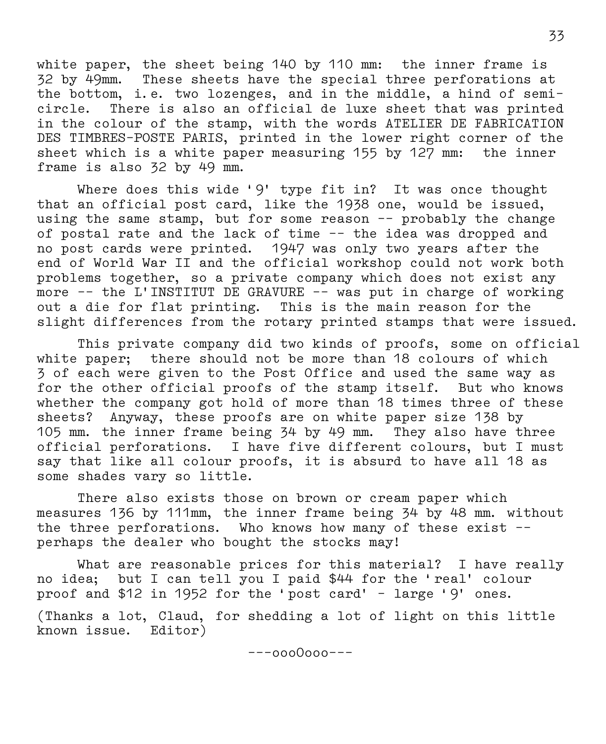white paper, the sheet being 140 by 110 mm: the inner frame is 32 by 49mm. These sheets have the special three perforations at the bottom, i.e. two lozenges, and in the middle, a hind of semi-circle. There is also an official de luxe sheet that was printed in the colour of the stamp, with the words ATELIER DE FABRICATION DES TIMBRES-POSTE PARIS, printed in the lower right corner of the sheet which is a white paper measuring 155 by 127 mm: the inner frame is also 32 by 49 mm.

Where does this wide '9' type fit in? It was once thought that an official post card, like the 1938 one, would be issued, using the same stamp, but for some reason -- probably the change of postal rate and the lack of time -- the idea was dropped and no post cards were printed. 1947 was only two years after the end of World War II and the official workshop could not work both problems together, so a private company which does not exist any more -- the L'INSTITUT DE GRAVURE -- was put in charge of working out a die for flat printing. This is the main reason for the slight differences from the rotary printed stamps that were issued.

This private company did two kinds of proofs, some on official white paper; there should not be more than 18 colours of which 3 of each were given to the Post Office and used the same way as for the other official proofs of the stamp itself. But who knows whether the company got hold of more than 18 times three of these sheets? Anyway, these proofs are on white paper size 138 by 105 mm. the inner frame being 34 by 49 mm. They also have three official perforations. I have five different colours, but I must say that like all colour proofs, it is absurd to have all 18 as some shades vary so little.

There also exists those on brown or cream paper which measures 136 by 111mm, the inner frame being 34 by 48 mm. without the three perforations. Who knows how many of these exist -- perhaps the dealer who bought the stocks may!

What are reasonable prices for this material? I have really no idea; but I can tell you I paid $44 for the 'real' colour proof and $12 in 1952 for the 'post card' - large '9' ones.

(Thanks a lot, Claud, for shedding a lot of light on this little known issue. Editor)

---oooOooo---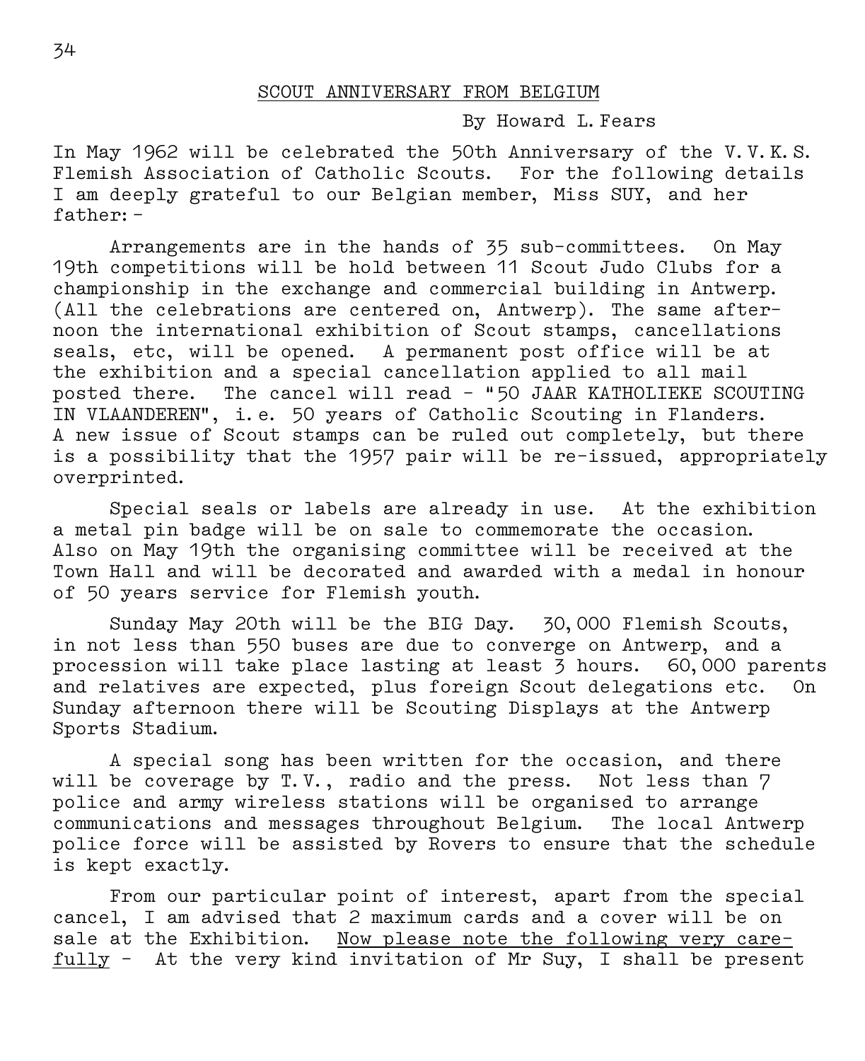## SCOUT ANNIVERSARY FROM BELGIUM

By Howard L. Fears

In May 1962 will be celebrated the 50th Anniversary of the V.V.K.S. Flemish Association of Catholic Scouts. For the following details I am deeply grateful to our Belgian member, Miss SUY, and her father:-

Arrangements are in the hands of 35 sub-committees. On May 19th competitions will be hold between 11 Scout Judo Clubs for a championship in the exchange and commercial building in Antwerp. (All the celebrations are centered on, Antwerp). The same afternoon the international exhibition of Scout stamps, cancellations seals, etc, will be opened. A permanent post office will be at the exhibition and a special cancellation applied to all mail posted there. The cancel will read - "50 JAAR KATHOLIEKE SCOUTING IN VLAANDEREN", i.e. 50 years of Catholic Scouting in Flanders. A new issue of Scout stamps can be ruled out completely, but there is a possibility that the 1957 pair will be re-issued, appropriately overprinted.

Special seals or labels are already in use. At the exhibition a metal pin badge will be on sale to commemorate the occasion. Also on May 19th the organising committee will be received at the Town Hall and will be decorated and awarded with a medal in honour of 50 years service for Flemish youth.

Sunday May 20th will be the BIG Day. 30,000 Flemish Scouts, in not less than 550 buses are due to converge on Antwerp, and a procession will take place lasting at least 3 hours. 60,000 parents and relatives are expected, plus foreign Scout delegations etc. On Sunday afternoon there will be Scouting Displays at the Antwerp Sports Stadium.

A special song has been written for the occasion, and there will be coverage by T.V., radio and the press. Not less than 7 police and army wireless stations will be organised to arrange communications and messages throughout Belgium. The local Antwerp police force will be assisted by Rovers to ensure that the schedule is kept exactly.

From our particular point of interest, apart from the special cancel, I am advised that 2 maximum cards and a cover will be on sale at the Exhibition. <u>Now please note the following very carefully</u> - At the very kind invitation of Mr Suy, I shall be present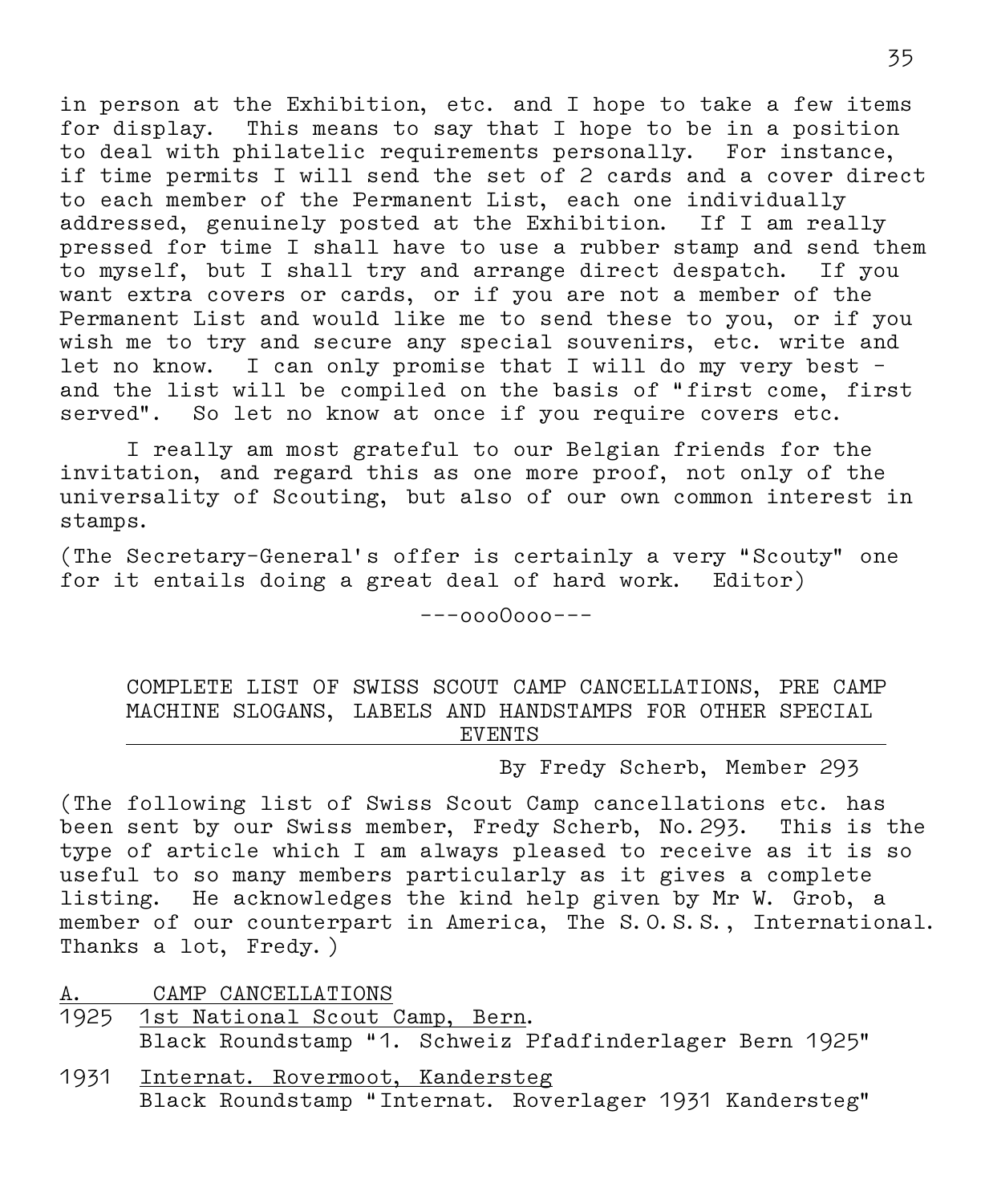in person at the Exhibition, etc. and I hope to take a few items for display. This means to say that I hope to be in a position to deal with philatelic requirements personally. For instance, if time permits I will send the set of 2 cards and a cover direct to each member of the Permanent List, each one individually addressed, genuinely posted at the Exhibition. If I am really pressed for time I shall have to use a rubber stamp and send them to myself, but I shall try and arrange direct despatch. If you want extra covers or cards, or if you are not a member of the Permanent List and would like me to send these to you, or if you wish me to try and secure any special souvenirs, etc. write and let no know. I can only promise that I will do my very best - and the list will be compiled on the basis of "first come, first served". So let no know at once if you require covers etc.

I really am most grateful to our Belgian friends for the invitation, and regard this as one more proof, not only of the universality of Scouting, but also of our own common interest in stamps.

(The Secretary-General's offer is certainly a very "Scouty" one for it entails doing a great deal of hard work. Editor)

---oooOooo---

## COMPLETE LIST OF SWISS SCOUT CAMP CANCELLATIONS, PRE CAMP MACHINE SLOGANS, LABELS AND HANDSTAMPS FOR OTHER SPECIAL EVENTS

By Fredy Scherb, Member 293

(The following list of Swiss Scout Camp cancellations etc. has been sent by our Swiss member, Fredy Scherb, No. 293. This is the type of article which I am always pleased to receive as it is so useful to so many members particularly as it gives a complete listing. He acknowledges the kind help given by Mr W. Grob, a member of our counterpart in America, The S.O.S.S., International. Thanks a lot, Fredy.)

A. CAMP CANCELLATIONS

1925 1st National Scout Camp, Bern.
Black Roundstamp "1. Schweiz Pfadfinderlager Bern 1925"

1931 Internat. Rovermoot, Kandersteg
Black Roundstamp "Internat. Roverlager 1931 Kandersteg"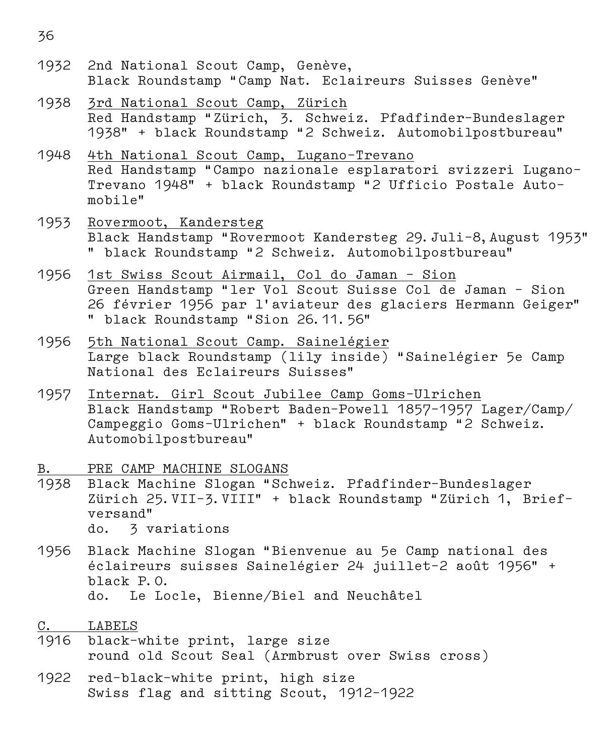1932 2nd National Scout Camp, Genève,
Black Roundstamp "Camp Nat. Eclaireurs Suisses Genève"

1938 <u>3rd National Scout Camp, Zürich</u>
Red Handstamp "Zürich, 3. Schweiz. Pfadfinder-Bundeslager 1938" + black Roundstamp "2 Schweiz. Automobilpostbureau"

1948 <u>4th National Scout Camp, Lugano-Trevano</u>
Red Handstamp "Campo nazionale esplaratori svizzeri Lugano-Trevano 1948" + black Roundstamp "2 Ufficio Postale Automobile"

1953 <u>Rovermoot, Kandersteg</u>
Black Handstamp "Rovermoot Kandersteg 29. Juli-8, August 1953" " black Roundstamp "2 Schweiz. Automobilpostbureau"

1956 <u>1st Swiss Scout Airmail, Col do Jaman - Sion</u>
Green Handstamp "ler Vol Scout Suisse Col de Jaman - Sion 26 février 1956 par l'aviateur des glaciers Hermann Geiger" " black Roundstamp "Sion 26. 11. 56"

1956 <u>5th National Scout Camp. Sainelégier</u>
Large black Roundstamp (lily inside) "Sainelégier 5e Camp National des Eclaireurs Suisses"

1957 <u>Internat. Girl Scout Jubilee Camp Goms-Ulrichen</u>
Black Handstamp "Robert Baden-Powell 1857-1957 Lager/Camp/ Campeggio Goms-Ulrichen" + black Roundstamp "2 Schweiz. Automobilpostbureau"

## <u>B. PRE CAMP MACHINE SLOGANS</u>

1938 Black Machine Slogan "Schweiz. Pfadfinder-Bundeslager Zürich 25. VII-3. VIII" + black Roundstamp "Zürich 1, Briefversand"
do. 3 variations

1956 Black Machine Slogan "Bienvenue au 5e Camp national des éclaireurs suisses Sainelégier 24 juillet-2 août 1956" + black P. O.
do. Le Locle, Bienne/Biel and Neuchâtel

## <u>C. LABELS</u>

1916 black-white print, large size
round old Scout Seal (Armbrust over Swiss cross)

1922 red-black-white print, high size
Swiss flag and sitting Scout, 1912-1922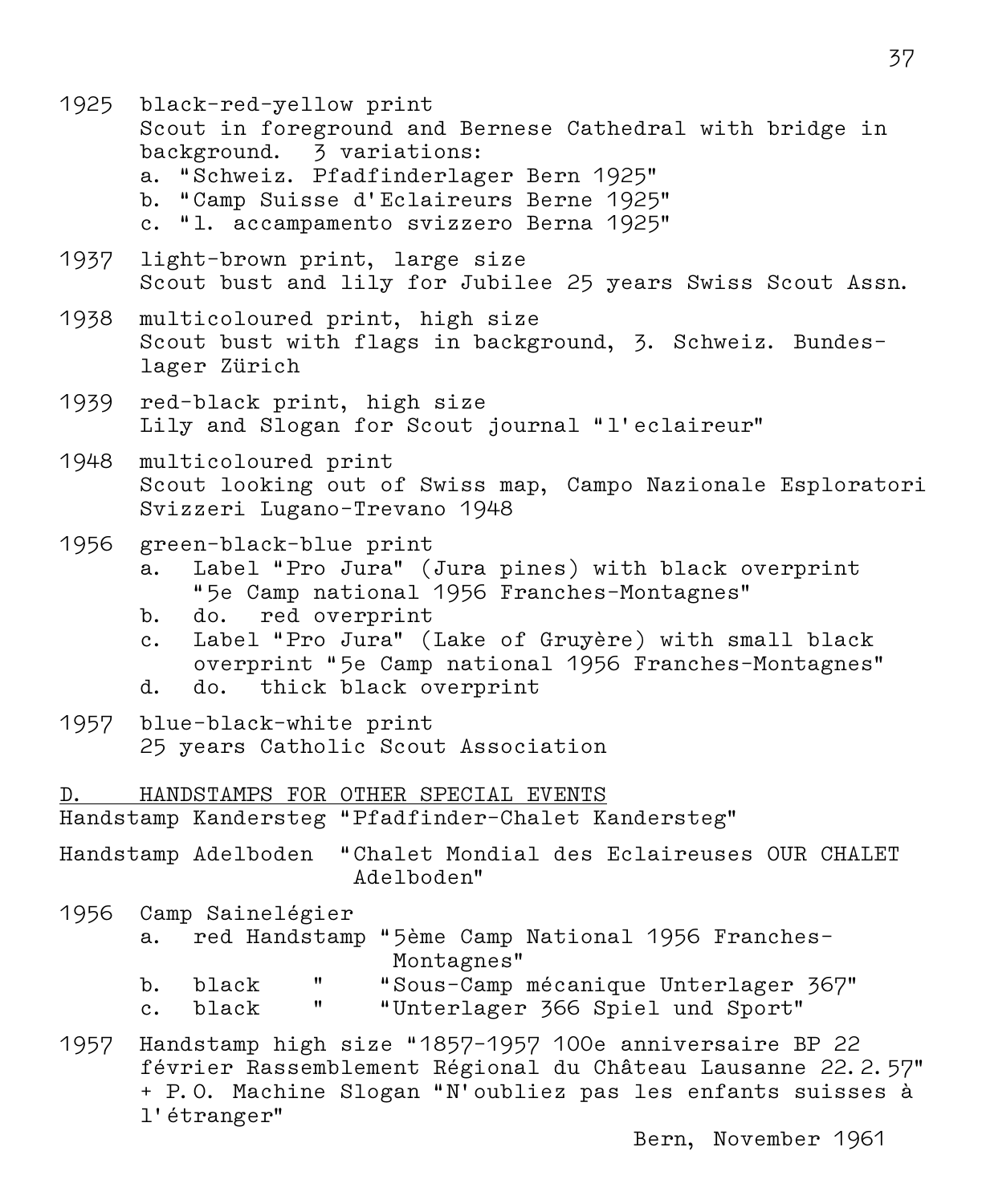1925 black-red-yellow print
Scout in foreground and Bernese Cathedral with bridge in background. 3 variations:
a. "Schweiz. Pfadfinderlager Bern 1925"
b. "Camp Suisse d'Eclaireurs Berne 1925"
c. "1. accampamento svizzero Berna 1925"

1937 light-brown print, large size
Scout bust and lily for Jubilee 25 years Swiss Scout Assn.

1938 multicoloured print, high size
Scout bust with flags in background, 3. Schweiz. Bundeslager Zürich

1939 red-black print, high size
Lily and Slogan for Scout journal "l'eclaireur"

1948 multicoloured print
Scout looking out of Swiss map, Campo Nazionale Esploratori Svizzeri Lugano-Trevano 1948

1956 green-black-blue print
a. Label "Pro Jura" (Jura pines) with black overprint "5e Camp national 1956 Franches-Montagnes"
b. do. red overprint
c. Label "Pro Jura" (Lake of Gruyère) with small black overprint "5e Camp national 1956 Franches-Montagnes"
d. do. thick black overprint

1957 blue-black-white print
25 years Catholic Scout Association

## D. HANDSTAMPS FOR OTHER SPECIAL EVENTS

Handstamp Kandersteg "Pfadfinder-Chalet Kandersteg"

Handstamp Adelboden "Chalet Mondial des Eclaireuses OUR CHALET Adelboden"

1956 Camp Sainelégier
a. red Handstamp "5ème Camp National 1956 Franches-Montagnes"
b. black " "Sous-Camp mécanique Unterlager 367"
c. black " "Unterlager 366 Spiel und Sport"

1957 Handstamp high size "1857-1957 100e anniversaire BP 22 février Rassemblement Régional du Château Lausanne 22.2.57" + P.O. Machine Slogan "N'oubliez pas les enfants suisses à l'étranger"

Bern, November 1961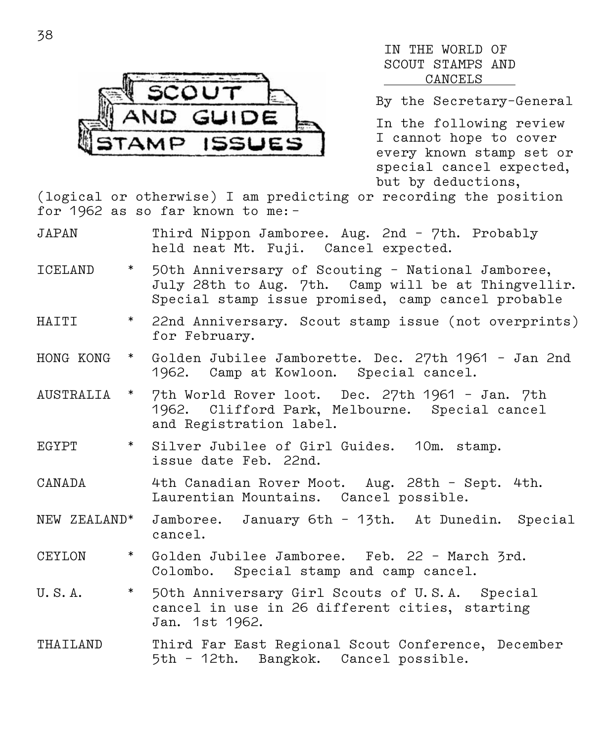# SCOUT AND GUIDE STAMP ISSUES

## IN THE WORLD OF SCOUT STAMPS AND CANCELS

By the Secretary-General

In the following review I cannot hope to cover every known stamp set or special cancel expected, but by deductions, (logical or otherwise) I am predicting or recording the position for 1962 as so far known to me:-

JAPAN — Third Nippon Jamboree. Aug. 2nd - 7th. Probably held neat Mt. Fuji. Cancel expected.

ICELAND * — 50th Anniversary of Scouting - National Jamboree, July 28th to Aug. 7th. Camp will be at Thingvellir. Special stamp issue promised, camp cancel probable

HAITI * — 22nd Anniversary. Scout stamp issue (not overprints) for February.

HONG KONG * — Golden Jubilee Jamborette. Dec. 27th 1961 - Jan 2nd 1962. Camp at Kowloon. Special cancel.

AUSTRALIA * — 7th World Rover loot. Dec. 27th 1961 - Jan. 7th 1962. Clifford Park, Melbourne. Special cancel and Registration label.

EGYPT * — Silver Jubilee of Girl Guides. 10m. stamp. issue date Feb. 22nd.

CANADA — 4th Canadian Rover Moot. Aug. 28th - Sept. 4th. Laurentian Mountains. Cancel possible.

NEW ZEALAND* — Jamboree. January 6th - 13th. At Dunedin. Special cancel.

CEYLON * — Golden Jubilee Jamboree. Feb. 22 - March 3rd. Colombo. Special stamp and camp cancel.

U.S.A. * — 50th Anniversary Girl Scouts of U.S.A. Special cancel in use in 26 different cities, starting Jan. 1st 1962.

THAILAND — Third Far East Regional Scout Conference, December 5th - 12th. Bangkok. Cancel possible.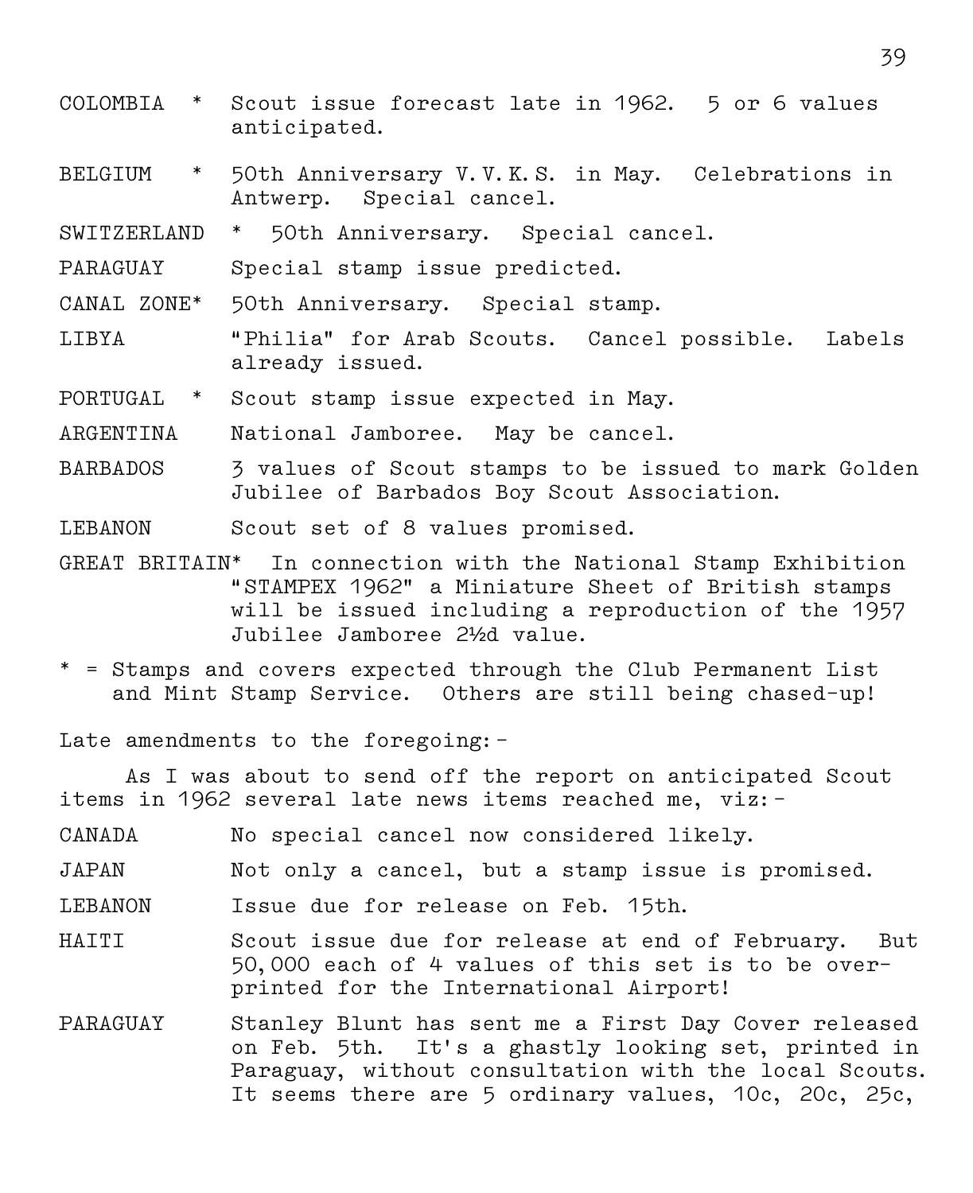COLOMBIA * Scout issue forecast late in 1962. 5 or 6 values anticipated.

BELGIUM * 50th Anniversary V.V.K.S. in May. Celebrations in Antwerp. Special cancel.

SWITZERLAND * 50th Anniversary. Special cancel.

PARAGUAY Special stamp issue predicted.

CANAL ZONE* 50th Anniversary. Special stamp.

LIBYA "Philia" for Arab Scouts. Cancel possible. Labels already issued.

PORTUGAL * Scout stamp issue expected in May.

ARGENTINA National Jamboree. May be cancel.

BARBADOS 3 values of Scout stamps to be issued to mark Golden Jubilee of Barbados Boy Scout Association.

LEBANON Scout set of 8 values promised.

GREAT BRITAIN* In connection with the National Stamp Exhibition "STAMPEX 1962" a Miniature Sheet of British stamps will be issued including a reproduction of the 1957 Jubilee Jamboree 2½d value.

* = Stamps and covers expected through the Club Permanent List and Mint Stamp Service. Others are still being chased-up!

Late amendments to the foregoing:-

As I was about to send off the report on anticipated Scout items in 1962 several late news items reached me, viz:-

CANADA No special cancel now considered likely.

JAPAN Not only a cancel, but a stamp issue is promised.

LEBANON Issue due for release on Feb. 15th.

HAITI Scout issue due for release at end of February. But 50,000 each of 4 values of this set is to be overprinted for the International Airport!

PARAGUAY Stanley Blunt has sent me a First Day Cover released on Feb. 5th. It's a ghastly looking set, printed in Paraguay, without consultation with the local Scouts. It seems there are 5 ordinary values, 10c, 20c, 25c,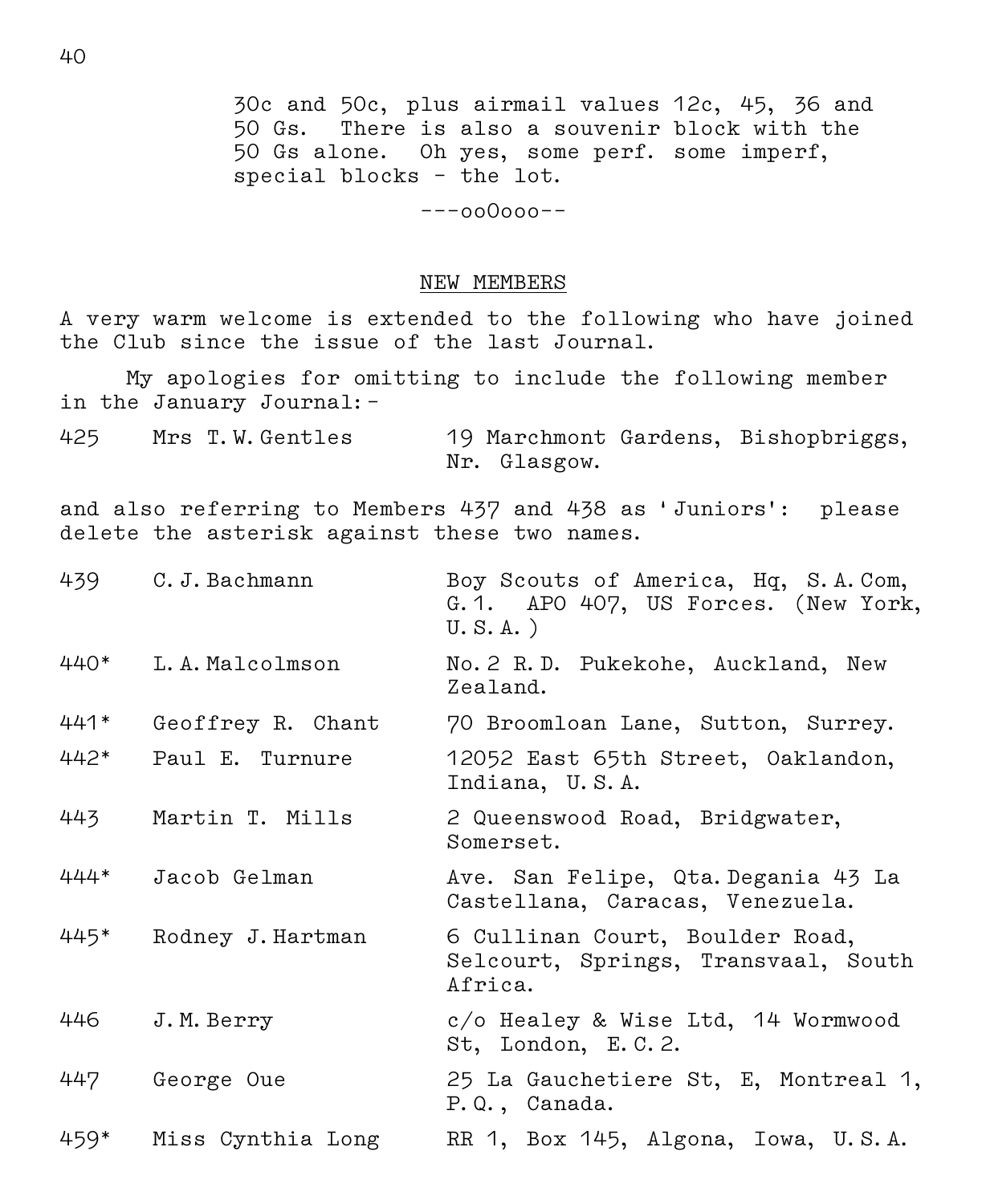30c and 50c, plus airmail values 12c, 45, 36 and 50 Gs. There is also a souvenir block with the 50 Gs alone. Oh yes, some perf. some imperf, special blocks - the lot.

---ooOooo--

## NEW MEMBERS

A very warm welcome is extended to the following who have joined the Club since the issue of the last Journal.

My apologies for omitting to include the following member in the January Journal:-

| | | |
|---|---|---|
| 425 | Mrs T.W.Gentles | 19 Marchmont Gardens, Bishopbriggs, Nr. Glasgow. |

and also referring to Members 437 and 438 as 'Juniors': please delete the asterisk against these two names.

| | | |
|---|---|---|
| 439 | C.J.Bachmann | Boy Scouts of America, Hq, S.A.Com, G.1. APO 407, US Forces. (New York, U.S.A.) |
| 440* | L.A.Malcolmson | No.2 R.D. Pukekohe, Auckland, New Zealand. |
| 441* | Geoffrey R. Chant | 70 Broomloan Lane, Sutton, Surrey. |
| 442* | Paul E. Turnure | 12052 East 65th Street, Oaklandon, Indiana, U.S.A. |
| 443 | Martin T. Mills | 2 Queenswood Road, Bridgwater, Somerset. |
| 444* | Jacob Gelman | Ave. San Felipe, Qta.Degania 43 La Castellana, Caracas, Venezuela. |
| 445* | Rodney J.Hartman | 6 Cullinan Court, Boulder Road, Selcourt, Springs, Transvaal, South Africa. |
| 446 | J.M.Berry | c/o Healey & Wise Ltd, 14 Wormwood St, London, E.C.2. |
| 447 | George Oue | 25 La Gauchetiere St, E, Montreal 1, P.Q., Canada. |
| 459* | Miss Cynthia Long | RR 1, Box 145, Algona, Iowa, U.S.A. |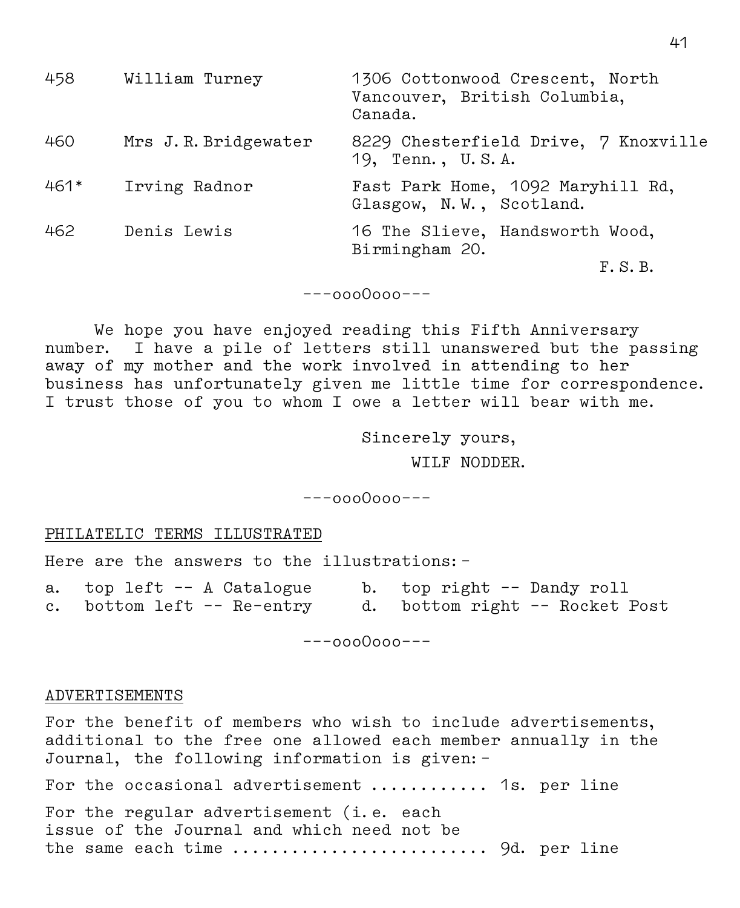| | | |
|---|---|---|
| 458 | William Turney | 1306 Cottonwood Crescent, North Vancouver, British Columbia, Canada. |
| 460 | Mrs J.R. Bridgewater | 8229 Chesterfield Drive, 7 Knoxville 19, Tenn., U.S.A. |
| 461* | Irving Radnor | Fast Park Home, 1092 Maryhill Rd, Glasgow, N.W., Scotland. |
| 462 | Denis Lewis | 16 The Slieve, Handsworth Wood, Birmingham 20. |

F.S.B.

---oooOooo---

We hope you have enjoyed reading this Fifth Anniversary number. I have a pile of letters still unanswered but the passing away of my mother and the work involved in attending to her business has unfortunately given me little time for correspondence. I trust those of you to whom I owe a letter will bear with me.

Sincerely yours,

WILF NODDER.

---oooOooo---

PHILATELIC TERMS ILLUSTRATED

Here are the answers to the illustrations:-

a. top left -- A Catalogue    b. top right -- Dandy roll
c. bottom left -- Re-entry    d. bottom right -- Rocket Post

---oooOooo---

ADVERTISEMENTS

For the benefit of members who wish to include advertisements, additional to the free one allowed each member annually in the Journal, the following information is given:-

For the occasional advertisement ........... 1s. per line

For the regular advertisement (i.e. each issue of the Journal and which need not be the same each time ........................ 9d. per line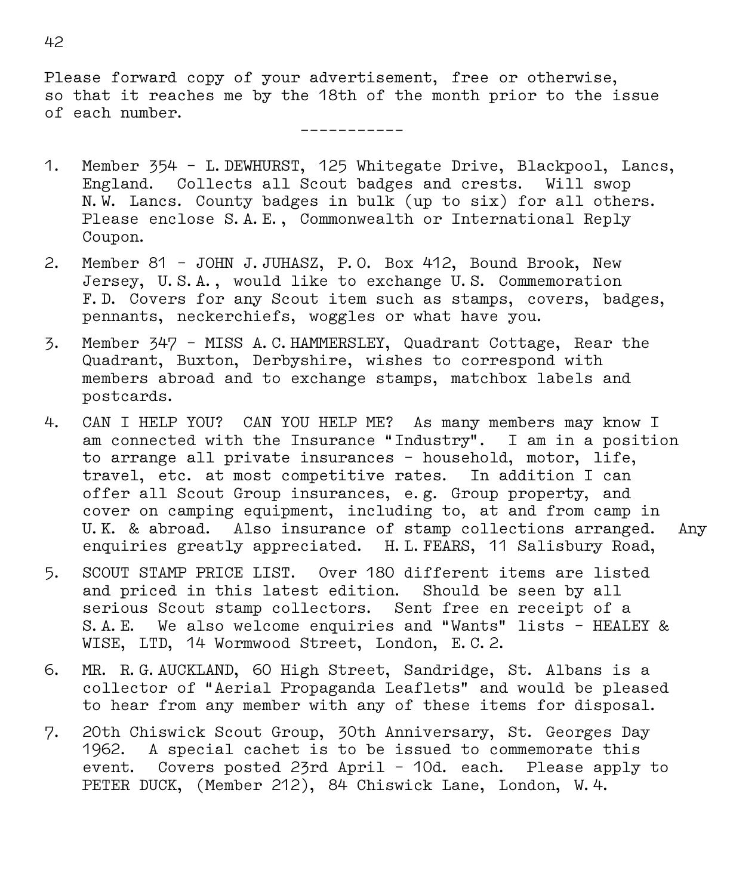Please forward copy of your advertisement, free or otherwise, so that it reaches me by the 18th of the month prior to the issue of each number.

-----------

1. Member 354 - L. DEWHURST, 125 Whitegate Drive, Blackpool, Lancs, England. Collects all Scout badges and crests. Will swop N.W. Lancs. County badges in bulk (up to six) for all others. Please enclose S.A.E., Commonwealth or International Reply Coupon.

2. Member 81 - JOHN J. JUHASZ, P.O. Box 412, Bound Brook, New Jersey, U.S.A., would like to exchange U.S. Commemoration F.D. Covers for any Scout item such as stamps, covers, badges, pennants, neckerchiefs, woggles or what have you.

3. Member 347 - MISS A.C. HAMMERSLEY, Quadrant Cottage, Rear the Quadrant, Buxton, Derbyshire, wishes to correspond with members abroad and to exchange stamps, matchbox labels and postcards.

4. CAN I HELP YOU? CAN YOU HELP ME? As many members may know I am connected with the Insurance "Industry". I am in a position to arrange all private insurances - household, motor, life, travel, etc. at most competitive rates. In addition I can offer all Scout Group insurances, e.g. Group property, and cover on camping equipment, including to, at and from camp in U.K. & abroad. Also insurance of stamp collections arranged. Any enquiries greatly appreciated. H.L. FEARS, 11 Salisbury Road,

5. SCOUT STAMP PRICE LIST. Over 180 different items are listed and priced in this latest edition. Should be seen by all serious Scout stamp collectors. Sent free en receipt of a S.A.E. We also welcome enquiries and "Wants" lists - HEALEY & WISE, LTD, 14 Wormwood Street, London, E.C.2.

6. MR. R.G. AUCKLAND, 60 High Street, Sandridge, St. Albans is a collector of "Aerial Propaganda Leaflets" and would be pleased to hear from any member with any of these items for disposal.

7. 20th Chiswick Scout Group, 30th Anniversary, St. Georges Day 1962. A special cachet is to be issued to commemorate this event. Covers posted 23rd April - 10d. each. Please apply to PETER DUCK, (Member 212), 84 Chiswick Lane, London, W.4.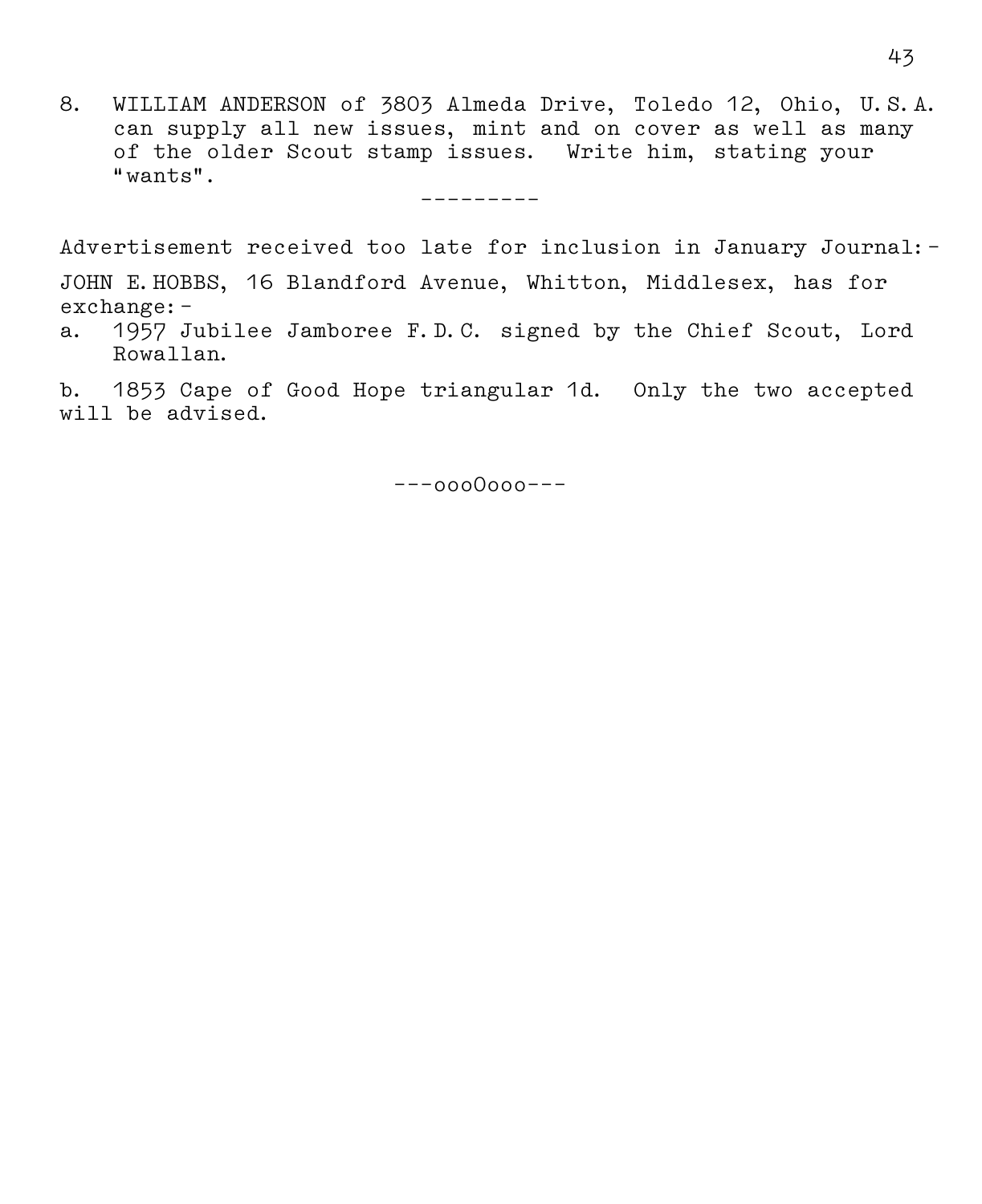8. WILLIAM ANDERSON of 3803 Almeda Drive, Toledo 12, Ohio, U.S.A. can supply all new issues, mint and on cover as well as many of the older Scout stamp issues. Write him, stating your "wants".

---------

Advertisement received too late for inclusion in January Journal:-

JOHN E. HOBBS, 16 Blandford Avenue, Whitton, Middlesex, has for exchange:-

a. 1957 Jubilee Jamboree F.D.C. signed by the Chief Scout, Lord Rowallan.

b. 1853 Cape of Good Hope triangular 1d. Only the two accepted will be advised.

---oooOooo---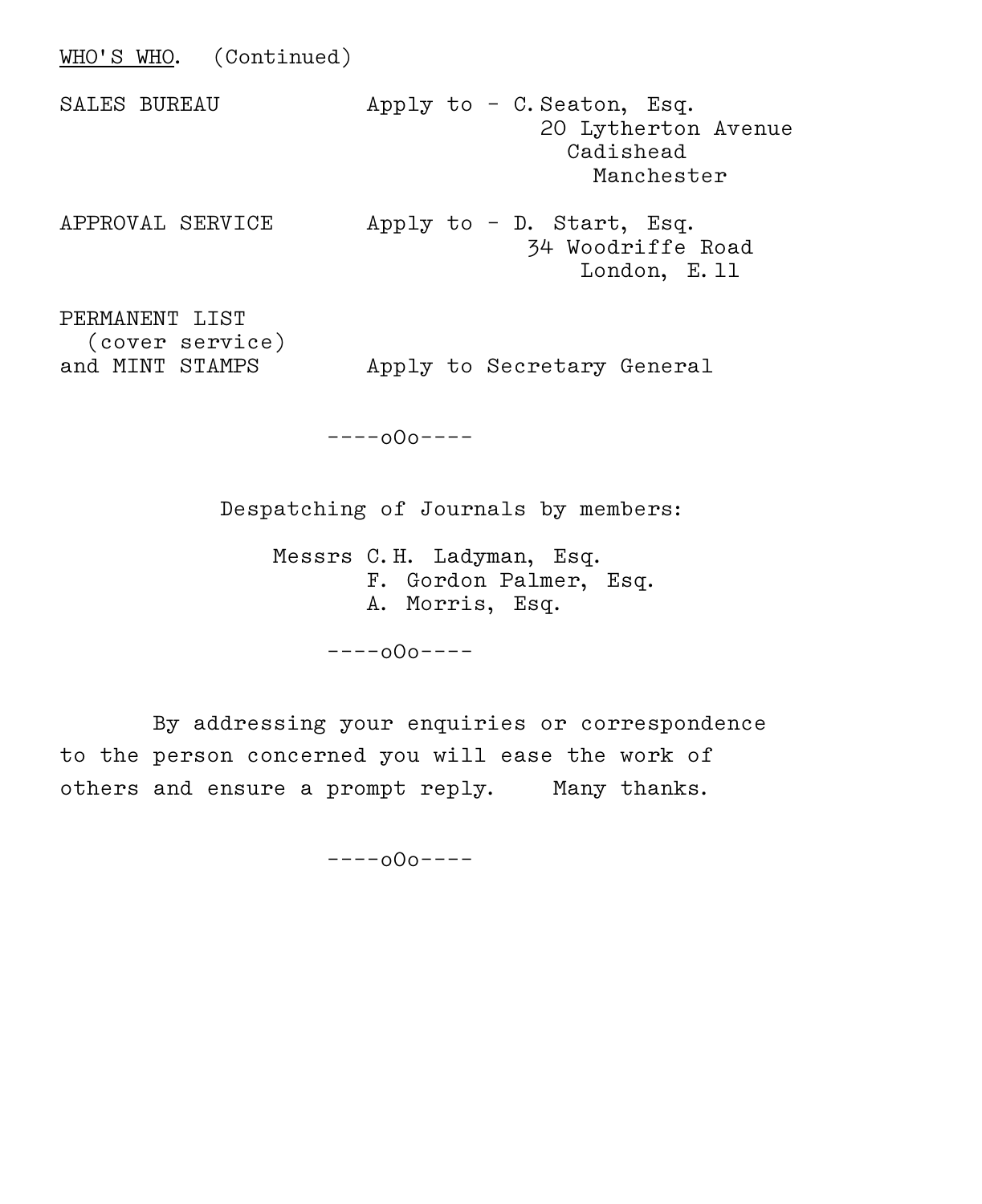WHO'S WHO. (Continued)

| | |
|---|---|
| SALES BUREAU | Apply to - C. Seaton, Esq.<br>20 Lytherton Avenue<br>Cadishead<br>Manchester |
| APPROVAL SERVICE | Apply to - D. Start, Esq.<br>34 Woodriffe Road<br>London, E.11 |
| PERMANENT LIST (cover service) and MINT STAMPS | Apply to Secretary General |

----oOo----

Despatching of Journals by members:

Messrs C.H. Ladyman, Esq.
F. Gordon Palmer, Esq.
A. Morris, Esq.

----oOo----

By addressing your enquiries or correspondence to the person concerned you will ease the work of others and ensure a prompt reply. Many thanks.

----oOo----